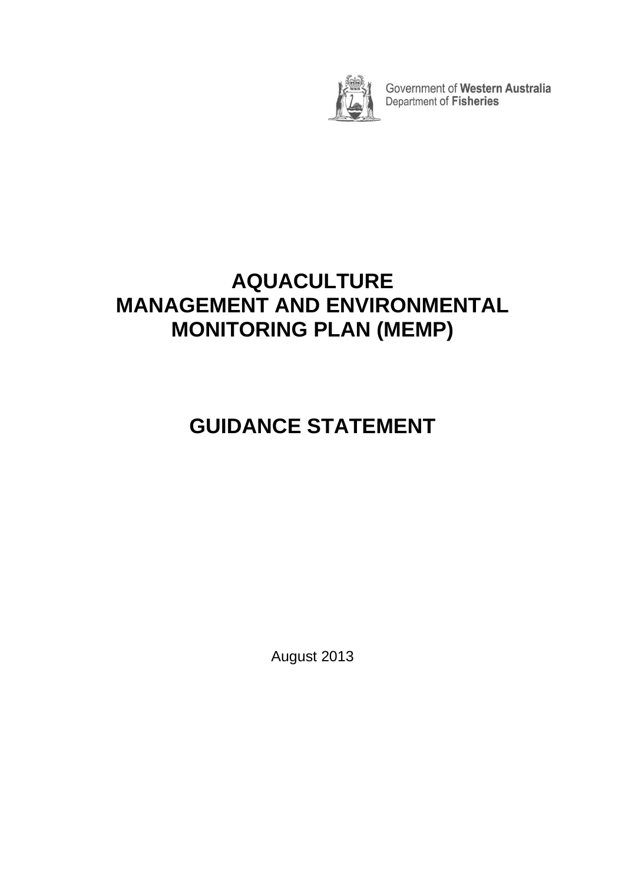Government of **Western Australia**
Department of **Fisheries**

# AQUACULTURE MANAGEMENT AND ENVIRONMENTAL MONITORING PLAN (MEMP)

# GUIDANCE STATEMENT

August 2013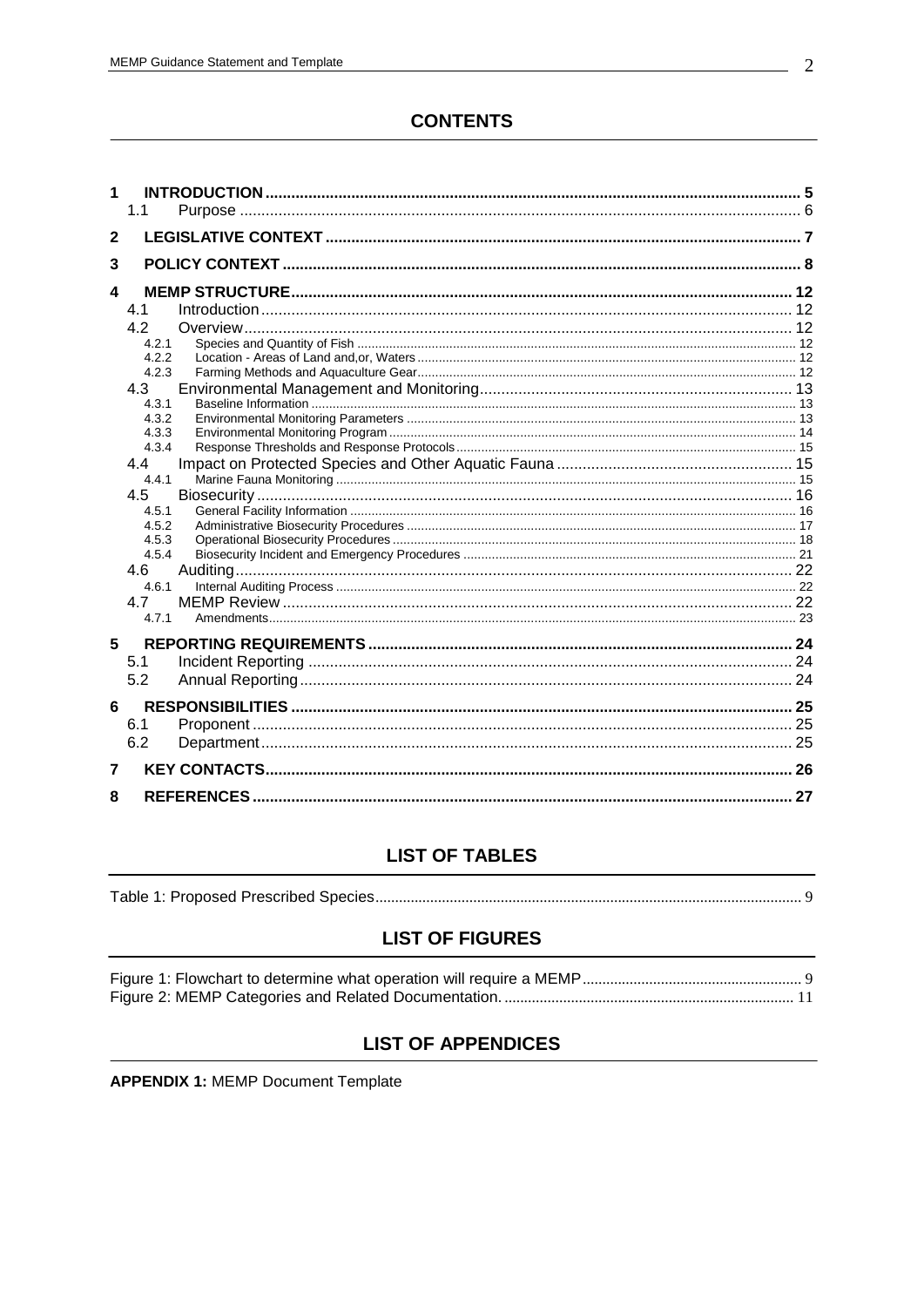## CONTENTS

1 INTRODUCTION ........................................................................................................................ 5
  1.1 Purpose ................................................................................................................................. 6
2 LEGISLATIVE CONTEXT ....................................................................................................... 7
3 POLICY CONTEXT ................................................................................................................. 8
4 MEMP STRUCTURE ............................................................................................................. 12
  4.1 Introduction ......................................................................................................................... 12
  4.2 Overview ............................................................................................................................. 12
    4.2.1 Species and Quantity of Fish ......................................................................................... 12
    4.2.2 Location - Areas of Land and,or, Waters ....................................................................... 12
    4.2.3 Farming Methods and Aquaculture Gear ....................................................................... 12
  4.3 Environmental Management and Monitoring ...................................................................... 13
    4.3.1 Baseline Information ...................................................................................................... 13
    4.3.2 Environmental Monitoring Parameters ........................................................................... 13
    4.3.3 Environmental Monitoring Program ............................................................................... 14
    4.3.4 Response Thresholds and Response Protocols ............................................................ 15
  4.4 Impact on Protected Species and Other Aquatic Fauna ..................................................... 15
    4.4.1 Marine Fauna Monitoring ............................................................................................... 15
  4.5 Biosecurity .......................................................................................................................... 16
    4.5.1 General Facility Information ........................................................................................... 16
    4.5.2 Administrative Biosecurity Procedures .......................................................................... 17
    4.5.3 Operational Biosecurity Procedures .............................................................................. 18
    4.5.4 Biosecurity Incident and Emergency Procedures ........................................................... 21
  4.6 Auditing ............................................................................................................................... 22
    4.6.1 Internal Auditing Process ............................................................................................... 22
  4.7 MEMP Review ..................................................................................................................... 22
    4.7.1 Amendments .................................................................................................................. 23
5 REPORTING REQUIREMENTS ............................................................................................ 24
  5.1 Incident Reporting ............................................................................................................... 24
  5.2 Annual Reporting ................................................................................................................ 24
6 RESPONSIBILITIES .............................................................................................................. 25
  6.1 Proponent ........................................................................................................................... 25
  6.2 Department ......................................................................................................................... 25
7 KEY CONTACTS .................................................................................................................... 26
8 REFERENCES ....................................................................................................................... 27

## LIST OF TABLES

Table 1: Proposed Prescribed Species ......................................................................................... 9

## LIST OF FIGURES

Figure 1: Flowchart to determine what operation will require a MEMP ........................................ 9
Figure 2: MEMP Categories and Related Documentation. ........................................................... 11

## LIST OF APPENDICES

**APPENDIX 1:** MEMP Document Template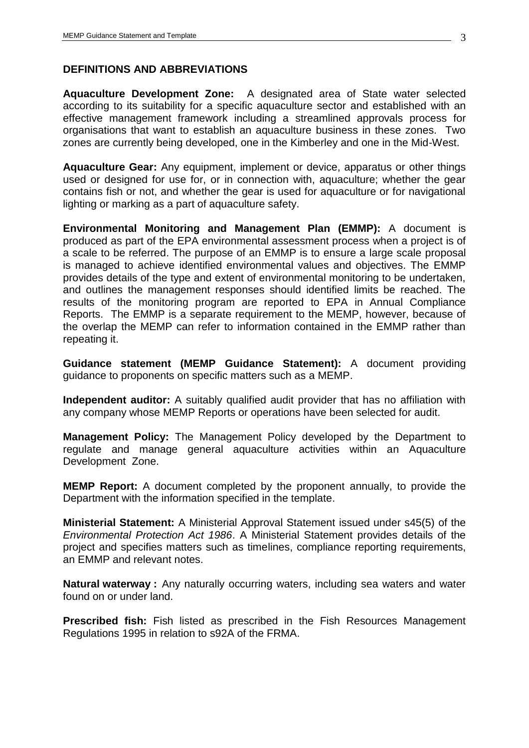## DEFINITIONS AND ABBREVIATIONS

**Aquaculture Development Zone:** A designated area of State water selected according to its suitability for a specific aquaculture sector and established with an effective management framework including a streamlined approvals process for organisations that want to establish an aquaculture business in these zones. Two zones are currently being developed, one in the Kimberley and one in the Mid-West.

**Aquaculture Gear:** Any equipment, implement or device, apparatus or other things used or designed for use for, or in connection with, aquaculture; whether the gear contains fish or not, and whether the gear is used for aquaculture or for navigational lighting or marking as a part of aquaculture safety.

**Environmental Monitoring and Management Plan (EMMP):** A document is produced as part of the EPA environmental assessment process when a project is of a scale to be referred. The purpose of an EMMP is to ensure a large scale proposal is managed to achieve identified environmental values and objectives. The EMMP provides details of the type and extent of environmental monitoring to be undertaken, and outlines the management responses should identified limits be reached. The results of the monitoring program are reported to EPA in Annual Compliance Reports. The EMMP is a separate requirement to the MEMP, however, because of the overlap the MEMP can refer to information contained in the EMMP rather than repeating it.

**Guidance statement (MEMP Guidance Statement):** A document providing guidance to proponents on specific matters such as a MEMP.

**Independent auditor:** A suitably qualified audit provider that has no affiliation with any company whose MEMP Reports or operations have been selected for audit.

**Management Policy:** The Management Policy developed by the Department to regulate and manage general aquaculture activities within an Aquaculture Development Zone.

**MEMP Report:** A document completed by the proponent annually, to provide the Department with the information specified in the template.

**Ministerial Statement:** A Ministerial Approval Statement issued under s45(5) of the *Environmental Protection Act 1986*. A Ministerial Statement provides details of the project and specifies matters such as timelines, compliance reporting requirements, an EMMP and relevant notes.

**Natural waterway :** Any naturally occurring waters, including sea waters and water found on or under land.

**Prescribed fish:** Fish listed as prescribed in the Fish Resources Management Regulations 1995 in relation to s92A of the FRMA.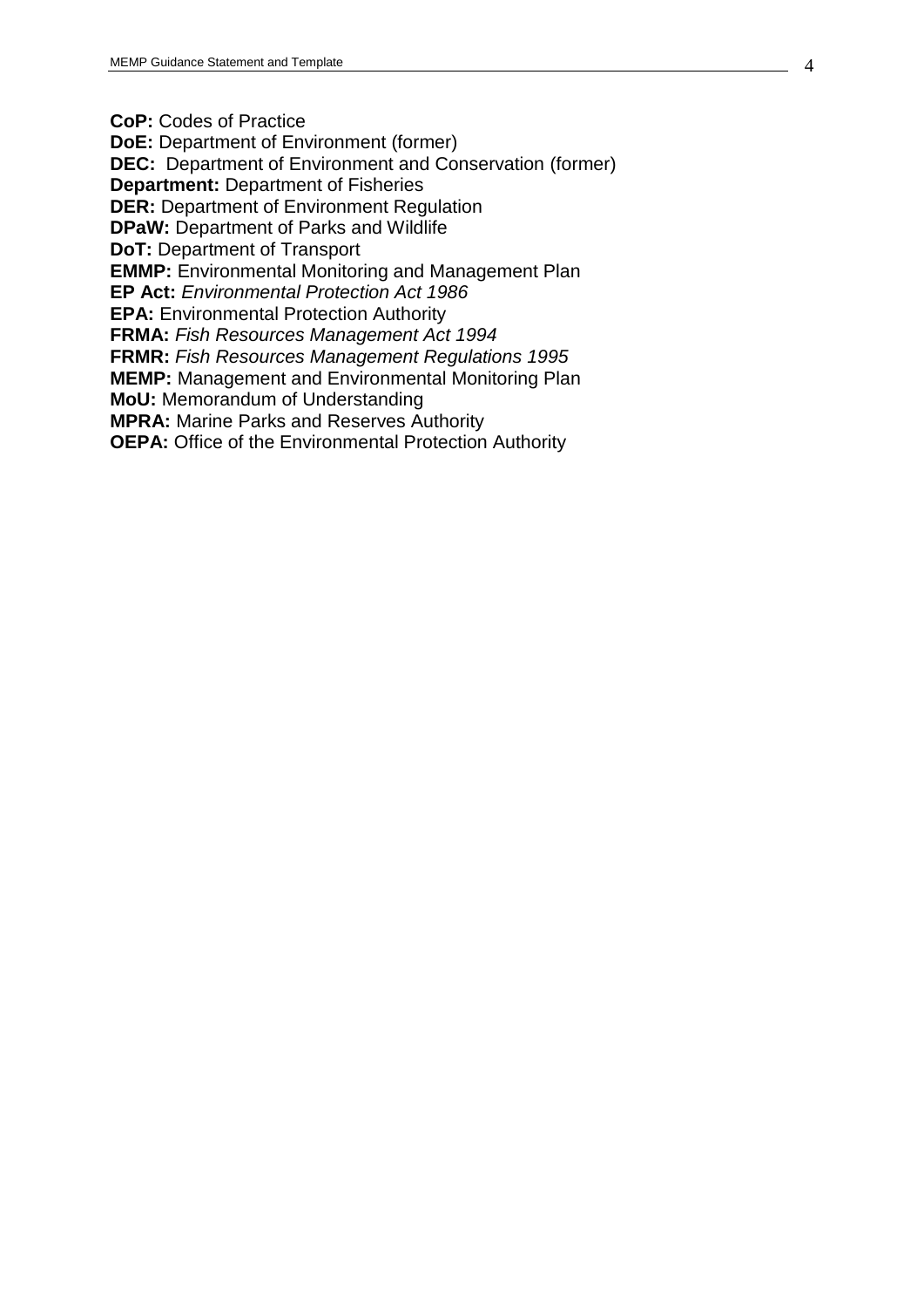**CoP:** Codes of Practice
**DoE:** Department of Environment (former)
**DEC:** Department of Environment and Conservation (former)
**Department:** Department of Fisheries
**DER:** Department of Environment Regulation
**DPaW:** Department of Parks and Wildlife
**DoT:** Department of Transport
**EMMP:** Environmental Monitoring and Management Plan
**EP Act:** *Environmental Protection Act 1986*
**EPA:** Environmental Protection Authority
**FRMA:** *Fish Resources Management Act 1994*
**FRMR:** *Fish Resources Management Regulations 1995*
**MEMP:** Management and Environmental Monitoring Plan
**MoU:** Memorandum of Understanding
**MPRA:** Marine Parks and Reserves Authority
**OEPA:** Office of the Environmental Protection Authority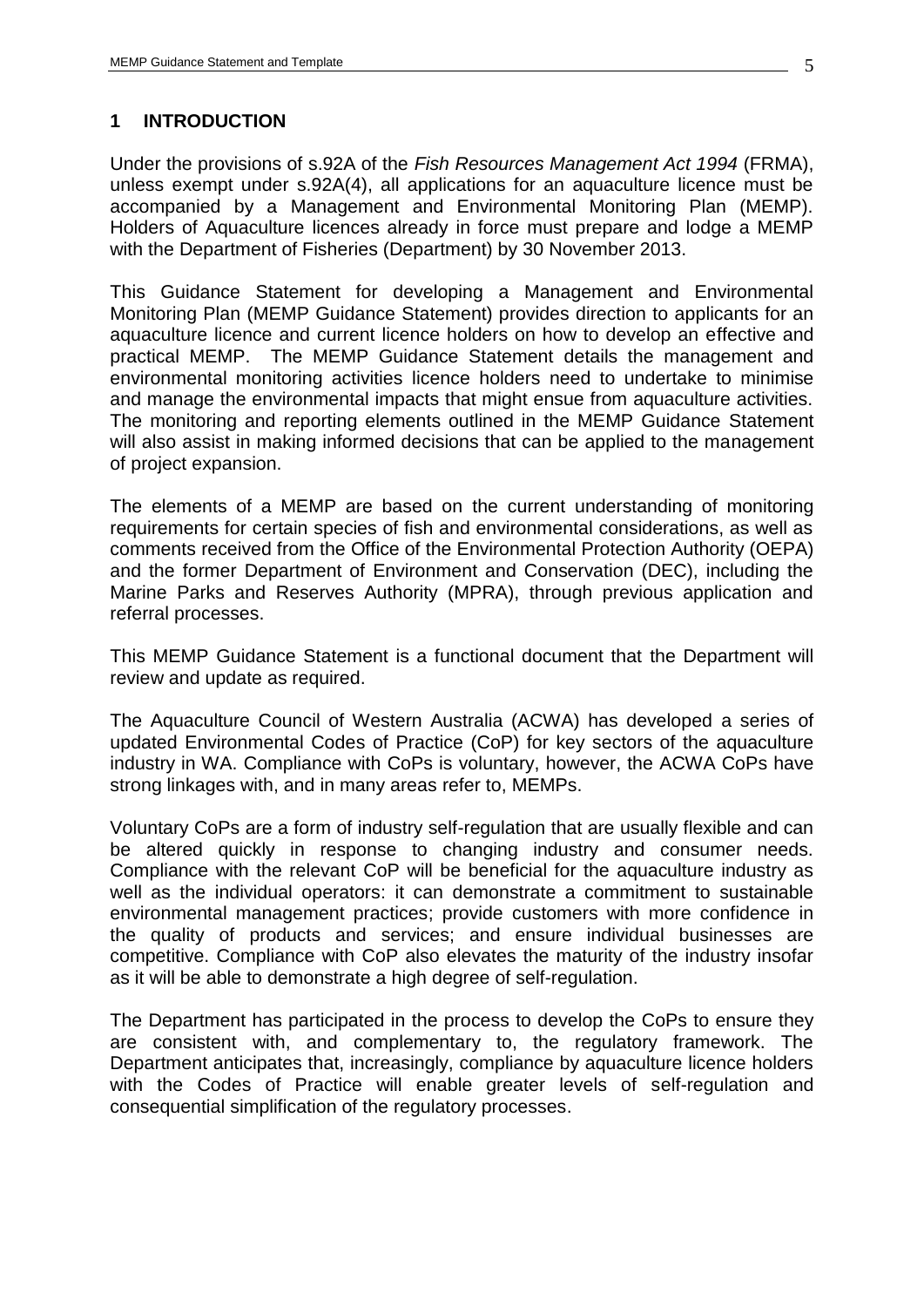# 1 INTRODUCTION

Under the provisions of s.92A of the *Fish Resources Management Act 1994* (FRMA), unless exempt under s.92A(4), all applications for an aquaculture licence must be accompanied by a Management and Environmental Monitoring Plan (MEMP). Holders of Aquaculture licences already in force must prepare and lodge a MEMP with the Department of Fisheries (Department) by 30 November 2013.

This Guidance Statement for developing a Management and Environmental Monitoring Plan (MEMP Guidance Statement) provides direction to applicants for an aquaculture licence and current licence holders on how to develop an effective and practical MEMP. The MEMP Guidance Statement details the management and environmental monitoring activities licence holders need to undertake to minimise and manage the environmental impacts that might ensue from aquaculture activities. The monitoring and reporting elements outlined in the MEMP Guidance Statement will also assist in making informed decisions that can be applied to the management of project expansion.

The elements of a MEMP are based on the current understanding of monitoring requirements for certain species of fish and environmental considerations, as well as comments received from the Office of the Environmental Protection Authority (OEPA) and the former Department of Environment and Conservation (DEC), including the Marine Parks and Reserves Authority (MPRA), through previous application and referral processes.

This MEMP Guidance Statement is a functional document that the Department will review and update as required.

The Aquaculture Council of Western Australia (ACWA) has developed a series of updated Environmental Codes of Practice (CoP) for key sectors of the aquaculture industry in WA. Compliance with CoPs is voluntary, however, the ACWA CoPs have strong linkages with, and in many areas refer to, MEMPs.

Voluntary CoPs are a form of industry self-regulation that are usually flexible and can be altered quickly in response to changing industry and consumer needs. Compliance with the relevant CoP will be beneficial for the aquaculture industry as well as the individual operators: it can demonstrate a commitment to sustainable environmental management practices; provide customers with more confidence in the quality of products and services; and ensure individual businesses are competitive. Compliance with CoP also elevates the maturity of the industry insofar as it will be able to demonstrate a high degree of self-regulation.

The Department has participated in the process to develop the CoPs to ensure they are consistent with, and complementary to, the regulatory framework. The Department anticipates that, increasingly, compliance by aquaculture licence holders with the Codes of Practice will enable greater levels of self-regulation and consequential simplification of the regulatory processes.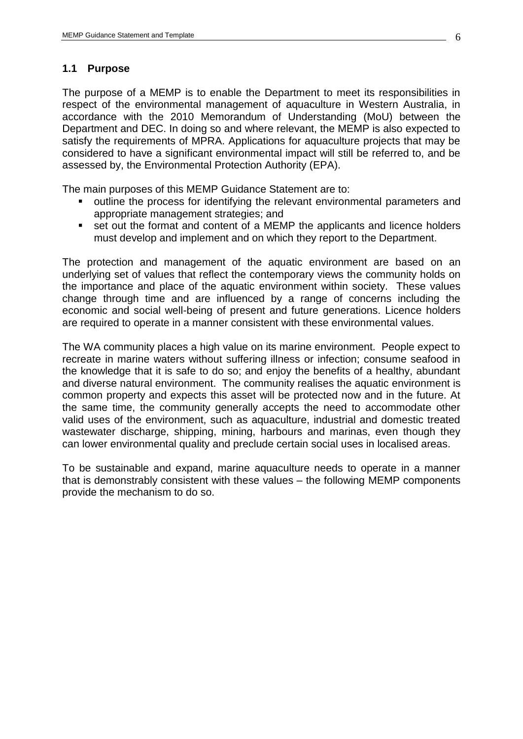## 1.1 Purpose

The purpose of a MEMP is to enable the Department to meet its responsibilities in respect of the environmental management of aquaculture in Western Australia, in accordance with the 2010 Memorandum of Understanding (MoU) between the Department and DEC. In doing so and where relevant, the MEMP is also expected to satisfy the requirements of MPRA. Applications for aquaculture projects that may be considered to have a significant environmental impact will still be referred to, and be assessed by, the Environmental Protection Authority (EPA).

The main purposes of this MEMP Guidance Statement are to:

- outline the process for identifying the relevant environmental parameters and appropriate management strategies; and
- set out the format and content of a MEMP the applicants and licence holders must develop and implement and on which they report to the Department.

The protection and management of the aquatic environment are based on an underlying set of values that reflect the contemporary views the community holds on the importance and place of the aquatic environment within society. These values change through time and are influenced by a range of concerns including the economic and social well-being of present and future generations. Licence holders are required to operate in a manner consistent with these environmental values.

The WA community places a high value on its marine environment. People expect to recreate in marine waters without suffering illness or infection; consume seafood in the knowledge that it is safe to do so; and enjoy the benefits of a healthy, abundant and diverse natural environment. The community realises the aquatic environment is common property and expects this asset will be protected now and in the future. At the same time, the community generally accepts the need to accommodate other valid uses of the environment, such as aquaculture, industrial and domestic treated wastewater discharge, shipping, mining, harbours and marinas, even though they can lower environmental quality and preclude certain social uses in localised areas.

To be sustainable and expand, marine aquaculture needs to operate in a manner that is demonstrably consistent with these values – the following MEMP components provide the mechanism to do so.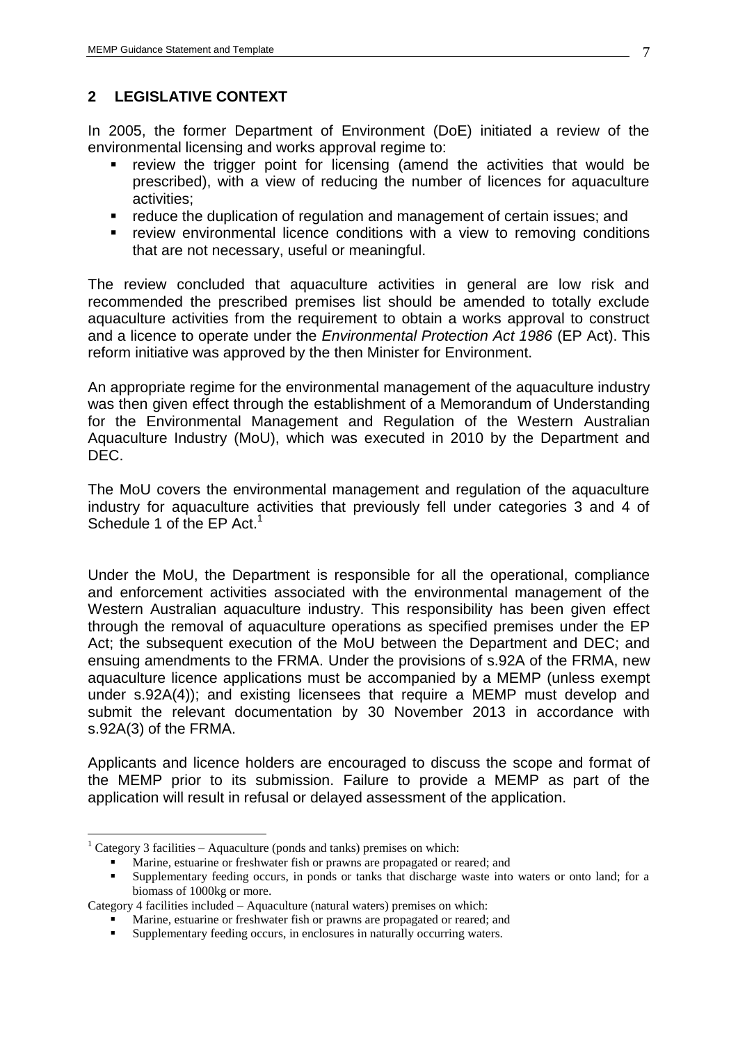## 2 LEGISLATIVE CONTEXT

In 2005, the former Department of Environment (DoE) initiated a review of the environmental licensing and works approval regime to:

- review the trigger point for licensing (amend the activities that would be prescribed), with a view of reducing the number of licences for aquaculture activities;
- reduce the duplication of regulation and management of certain issues; and
- review environmental licence conditions with a view to removing conditions that are not necessary, useful or meaningful.

The review concluded that aquaculture activities in general are low risk and recommended the prescribed premises list should be amended to totally exclude aquaculture activities from the requirement to obtain a works approval to construct and a licence to operate under the *Environmental Protection Act 1986* (EP Act). This reform initiative was approved by the then Minister for Environment.

An appropriate regime for the environmental management of the aquaculture industry was then given effect through the establishment of a Memorandum of Understanding for the Environmental Management and Regulation of the Western Australian Aquaculture Industry (MoU), which was executed in 2010 by the Department and DEC.

The MoU covers the environmental management and regulation of the aquaculture industry for aquaculture activities that previously fell under categories 3 and 4 of Schedule 1 of the EP Act.[1]

Under the MoU, the Department is responsible for all the operational, compliance and enforcement activities associated with the environmental management of the Western Australian aquaculture industry. This responsibility has been given effect through the removal of aquaculture operations as specified premises under the EP Act; the subsequent execution of the MoU between the Department and DEC; and ensuing amendments to the FRMA. Under the provisions of s.92A of the FRMA, new aquaculture licence applications must be accompanied by a MEMP (unless exempt under s.92A(4)); and existing licensees that require a MEMP must develop and submit the relevant documentation by 30 November 2013 in accordance with s.92A(3) of the FRMA.

Applicants and licence holders are encouraged to discuss the scope and format of the MEMP prior to its submission. Failure to provide a MEMP as part of the application will result in refusal or delayed assessment of the application.

---

[1] Category 3 facilities – Aquaculture (ponds and tanks) premises on which:

- Marine, estuarine or freshwater fish or prawns are propagated or reared; and
- Supplementary feeding occurs, in ponds or tanks that discharge waste into waters or onto land; for a biomass of 1000kg or more.

Category 4 facilities included – Aquaculture (natural waters) premises on which:

- Marine, estuarine or freshwater fish or prawns are propagated or reared; and
- Supplementary feeding occurs, in enclosures in naturally occurring waters.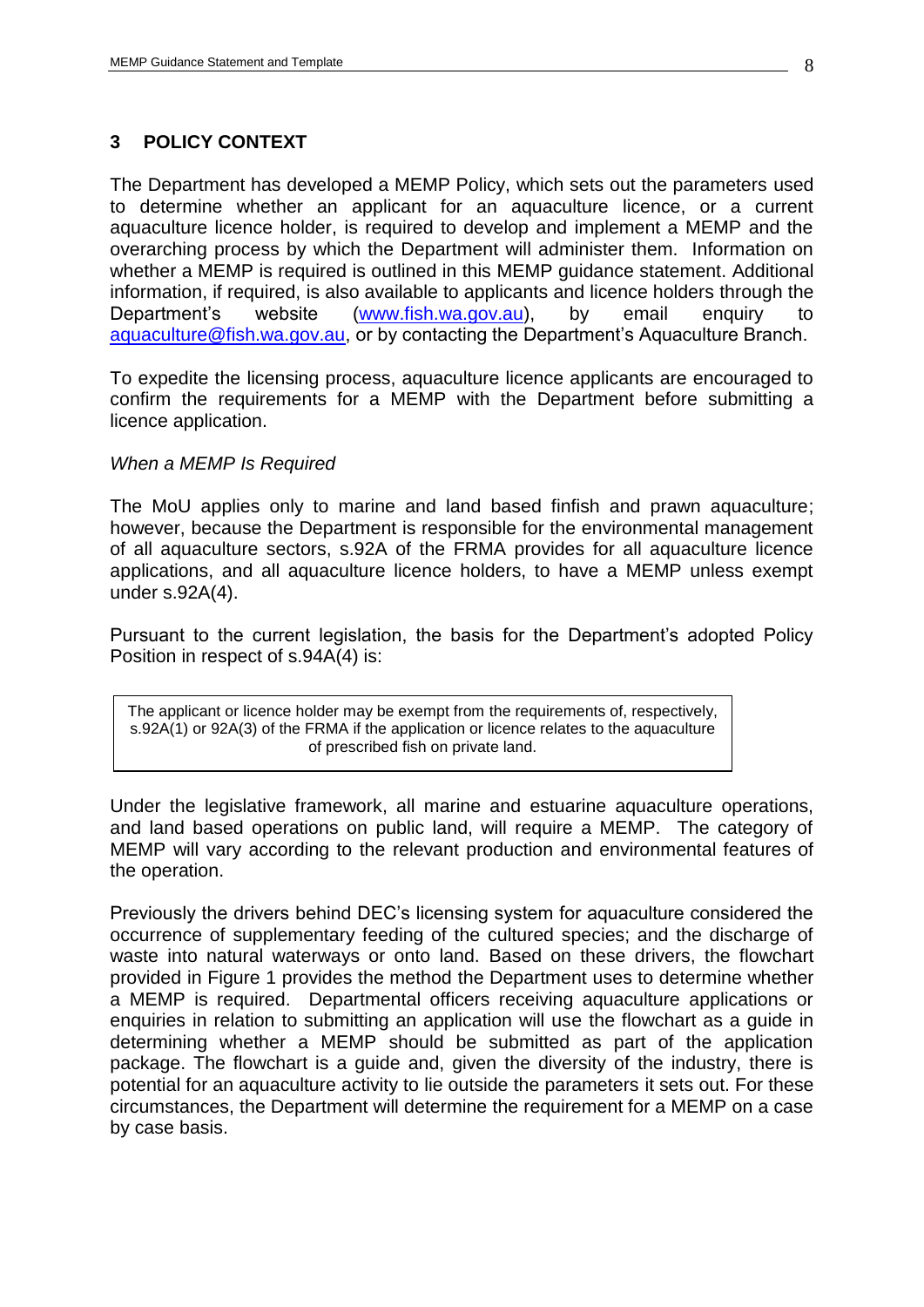## 3 POLICY CONTEXT

The Department has developed a MEMP Policy, which sets out the parameters used to determine whether an applicant for an aquaculture licence, or a current aquaculture licence holder, is required to develop and implement a MEMP and the overarching process by which the Department will administer them. Information on whether a MEMP is required is outlined in this MEMP guidance statement. Additional information, if required, is also available to applicants and licence holders through the Department's website ([www.fish.wa.gov.au](http://www.fish.wa.gov.au)), by email enquiry to [aquaculture@fish.wa.gov.au](mailto:aquaculture@fish.wa.gov.au), or by contacting the Department's Aquaculture Branch.

To expedite the licensing process, aquaculture licence applicants are encouraged to confirm the requirements for a MEMP with the Department before submitting a licence application.

*When a MEMP Is Required*

The MoU applies only to marine and land based finfish and prawn aquaculture; however, because the Department is responsible for the environmental management of all aquaculture sectors, s.92A of the FRMA provides for all aquaculture licence applications, and all aquaculture licence holders, to have a MEMP unless exempt under s.92A(4).

Pursuant to the current legislation, the basis for the Department's adopted Policy Position in respect of s.94A(4) is:

> The applicant or licence holder may be exempt from the requirements of, respectively, s.92A(1) or 92A(3) of the FRMA if the application or licence relates to the aquaculture of prescribed fish on private land.

Under the legislative framework, all marine and estuarine aquaculture operations, and land based operations on public land, will require a MEMP. The category of MEMP will vary according to the relevant production and environmental features of the operation.

Previously the drivers behind DEC's licensing system for aquaculture considered the occurrence of supplementary feeding of the cultured species; and the discharge of waste into natural waterways or onto land. Based on these drivers, the flowchart provided in Figure 1 provides the method the Department uses to determine whether a MEMP is required. Departmental officers receiving aquaculture applications or enquiries in relation to submitting an application will use the flowchart as a guide in determining whether a MEMP should be submitted as part of the application package. The flowchart is a guide and, given the diversity of the industry, there is potential for an aquaculture activity to lie outside the parameters it sets out. For these circumstances, the Department will determine the requirement for a MEMP on a case by case basis.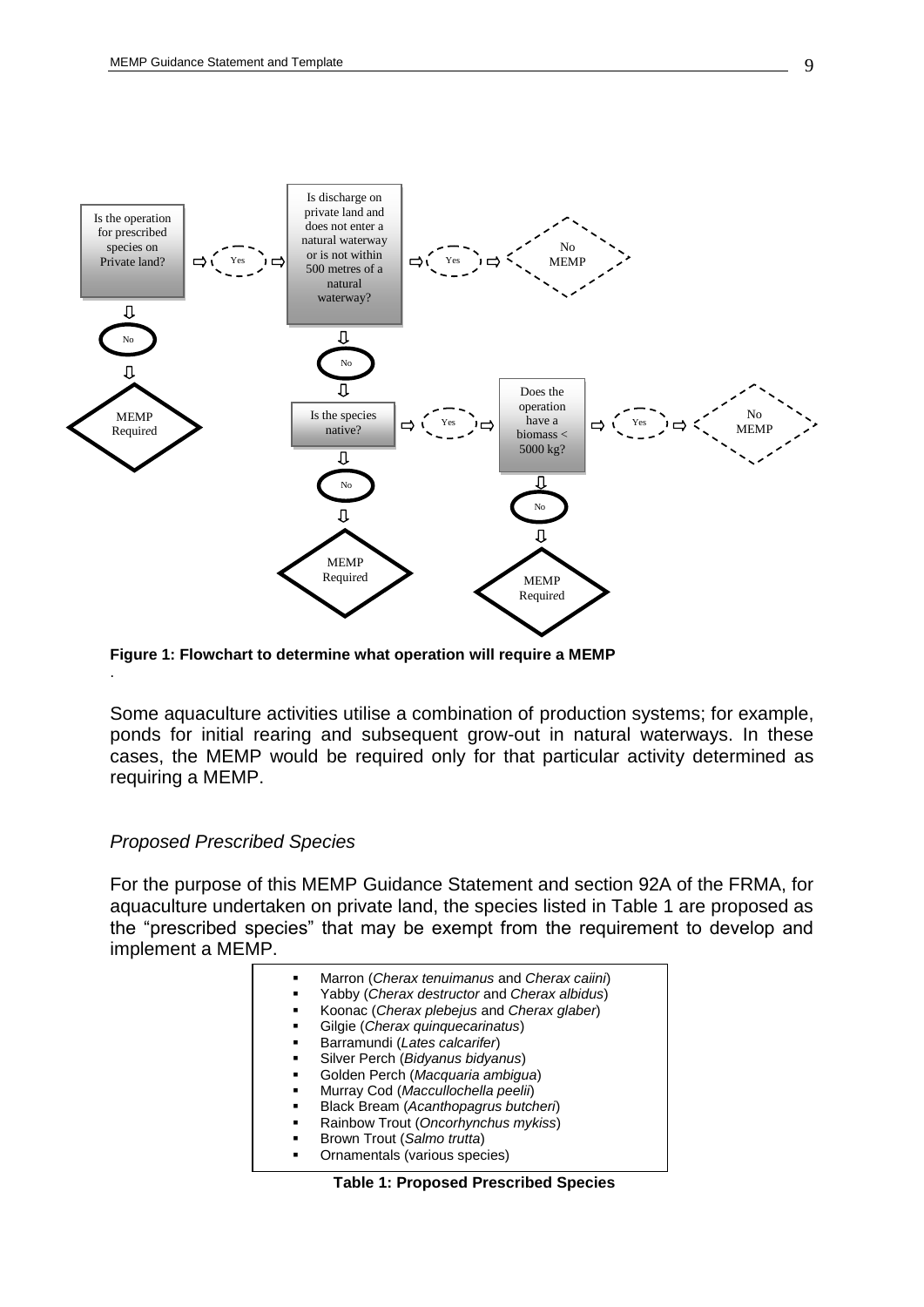Is the operation for prescribed species on Private land? → Yes → Is discharge on private land and does not enter a natural waterway or is not within 500 metres of a natural waterway? → Yes → No MEMP

Is the operation for prescribed species on Private land? → No → MEMP Required

Is discharge on private land and does not enter a natural waterway or is not within 500 metres of a natural waterway? → No → Is the species native?

Is the species native? → Yes → Does the operation have a biomass < 5000 kg? → Yes → No MEMP

Is the species native? → No → MEMP Required

Does the operation have a biomass < 5000 kg? → No → MEMP Required

**Figure 1: Flowchart to determine what operation will require a MEMP**

Some aquaculture activities utilise a combination of production systems; for example, ponds for initial rearing and subsequent grow-out in natural waterways. In these cases, the MEMP would be required only for that particular activity determined as requiring a MEMP.

### *Proposed Prescribed Species*

For the purpose of this MEMP Guidance Statement and section 92A of the FRMA, for aquaculture undertaken on private land, the species listed in Table 1 are proposed as the "prescribed species" that may be exempt from the requirement to develop and implement a MEMP.

- Marron (*Cherax tenuimanus* and *Cherax caiini*)
- Yabby (*Cherax destructor* and *Cherax albidus*)
- Koonac (*Cherax plebejus* and *Cherax glaber*)
- Gilgie (*Cherax quinquecarinatus*)
- Barramundi (*Lates calcarifer*)
- Silver Perch (*Bidyanus bidyanus*)
- Golden Perch (*Macquaria ambigua*)
- Murray Cod (*Maccullochella peelii*)
- Black Bream (*Acanthopagrus butcheri*)
- Rainbow Trout (*Oncorhynchus mykiss*)
- Brown Trout (*Salmo trutta*)
- Ornamentals (various species)

**Table 1: Proposed Prescribed Species**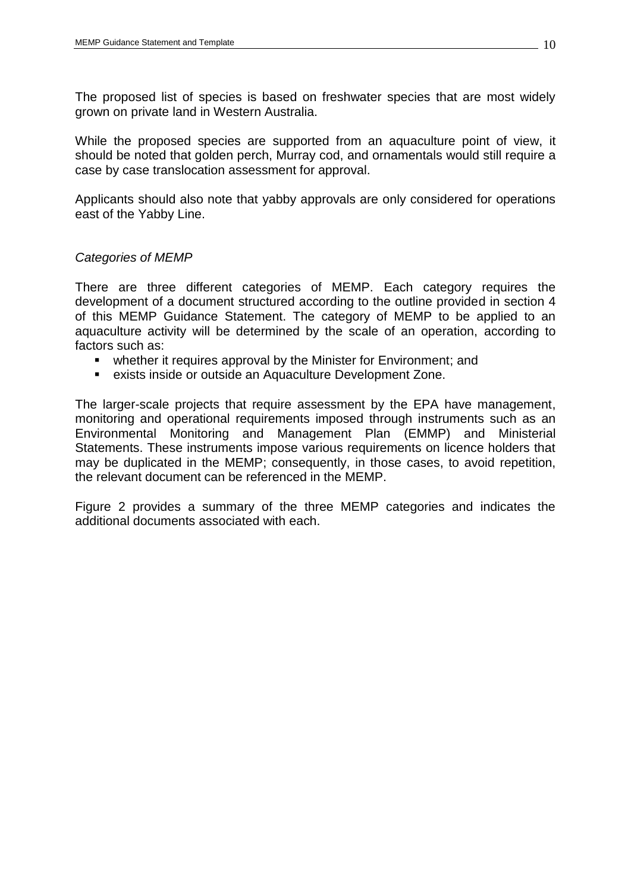The proposed list of species is based on freshwater species that are most widely grown on private land in Western Australia.

While the proposed species are supported from an aquaculture point of view, it should be noted that golden perch, Murray cod, and ornamentals would still require a case by case translocation assessment for approval.

Applicants should also note that yabby approvals are only considered for operations east of the Yabby Line.

*Categories of MEMP*

There are three different categories of MEMP. Each category requires the development of a document structured according to the outline provided in section 4 of this MEMP Guidance Statement. The category of MEMP to be applied to an aquaculture activity will be determined by the scale of an operation, according to factors such as:

- whether it requires approval by the Minister for Environment; and
- exists inside or outside an Aquaculture Development Zone.

The larger-scale projects that require assessment by the EPA have management, monitoring and operational requirements imposed through instruments such as an Environmental Monitoring and Management Plan (EMMP) and Ministerial Statements. These instruments impose various requirements on licence holders that may be duplicated in the MEMP; consequently, in those cases, to avoid repetition, the relevant document can be referenced in the MEMP.

Figure 2 provides a summary of the three MEMP categories and indicates the additional documents associated with each.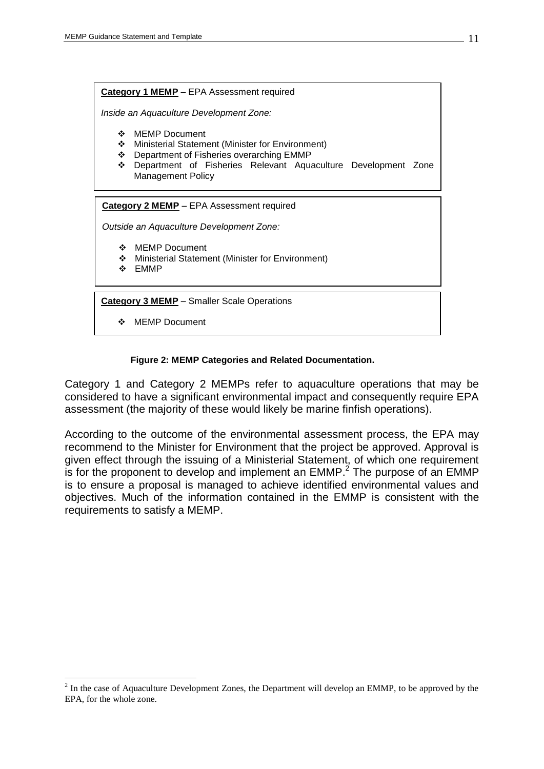**<u>Category 1 MEMP</u>** – EPA Assessment required

*Inside an Aquaculture Development Zone:*

- MEMP Document
- Ministerial Statement (Minister for Environment)
- Department of Fisheries overarching EMMP
- Department of Fisheries Relevant Aquaculture Development Zone Management Policy

**<u>Category 2 MEMP</u>** – EPA Assessment required

*Outside an Aquaculture Development Zone:*

- MEMP Document
- Ministerial Statement (Minister for Environment)
- EMMP

**<u>Category 3 MEMP</u>** – Smaller Scale Operations

- MEMP Document

**Figure 2: MEMP Categories and Related Documentation.**

Category 1 and Category 2 MEMPs refer to aquaculture operations that may be considered to have a significant environmental impact and consequently require EPA assessment (the majority of these would likely be marine finfish operations).

According to the outcome of the environmental assessment process, the EPA may recommend to the Minister for Environment that the project be approved. Approval is given effect through the issuing of a Ministerial Statement, of which one requirement is for the proponent to develop and implement an EMMP.[2] The purpose of an EMMP is to ensure a proposal is managed to achieve identified environmental values and objectives. Much of the information contained in the EMMP is consistent with the requirements to satisfy a MEMP.

[2] In the case of Aquaculture Development Zones, the Department will develop an EMMP, to be approved by the EPA, for the whole zone.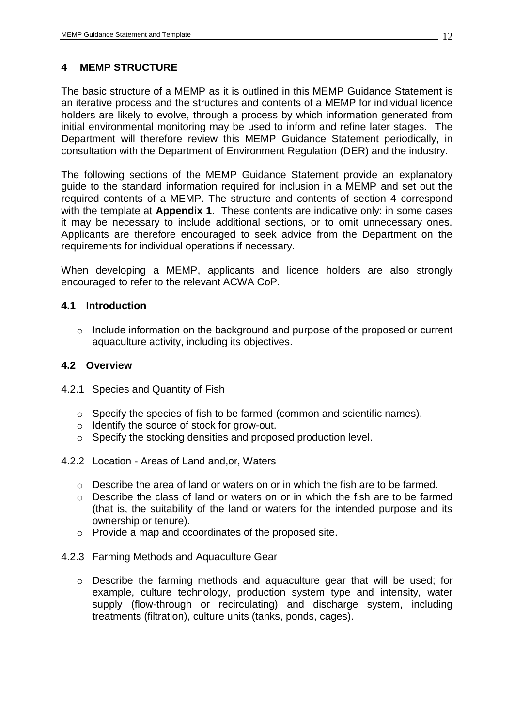## 4 MEMP STRUCTURE

The basic structure of a MEMP as it is outlined in this MEMP Guidance Statement is an iterative process and the structures and contents of a MEMP for individual licence holders are likely to evolve, through a process by which information generated from initial environmental monitoring may be used to inform and refine later stages. The Department will therefore review this MEMP Guidance Statement periodically, in consultation with the Department of Environment Regulation (DER) and the industry.

The following sections of the MEMP Guidance Statement provide an explanatory guide to the standard information required for inclusion in a MEMP and set out the required contents of a MEMP. The structure and contents of section 4 correspond with the template at **Appendix 1**. These contents are indicative only: in some cases it may be necessary to include additional sections, or to omit unnecessary ones. Applicants are therefore encouraged to seek advice from the Department on the requirements for individual operations if necessary.

When developing a MEMP, applicants and licence holders are also strongly encouraged to refer to the relevant ACWA CoP.

### 4.1 Introduction

- Include information on the background and purpose of the proposed or current aquaculture activity, including its objectives.

### 4.2 Overview

#### 4.2.1 Species and Quantity of Fish

- Specify the species of fish to be farmed (common and scientific names).
- Identify the source of stock for grow-out.
- Specify the stocking densities and proposed production level.

#### 4.2.2 Location - Areas of Land and,or, Waters

- Describe the area of land or waters on or in which the fish are to be farmed.
- Describe the class of land or waters on or in which the fish are to be farmed (that is, the suitability of the land or waters for the intended purpose and its ownership or tenure).
- Provide a map and ccoordinates of the proposed site.

#### 4.2.3 Farming Methods and Aquaculture Gear

- Describe the farming methods and aquaculture gear that will be used; for example, culture technology, production system type and intensity, water supply (flow-through or recirculating) and discharge system, including treatments (filtration), culture units (tanks, ponds, cages).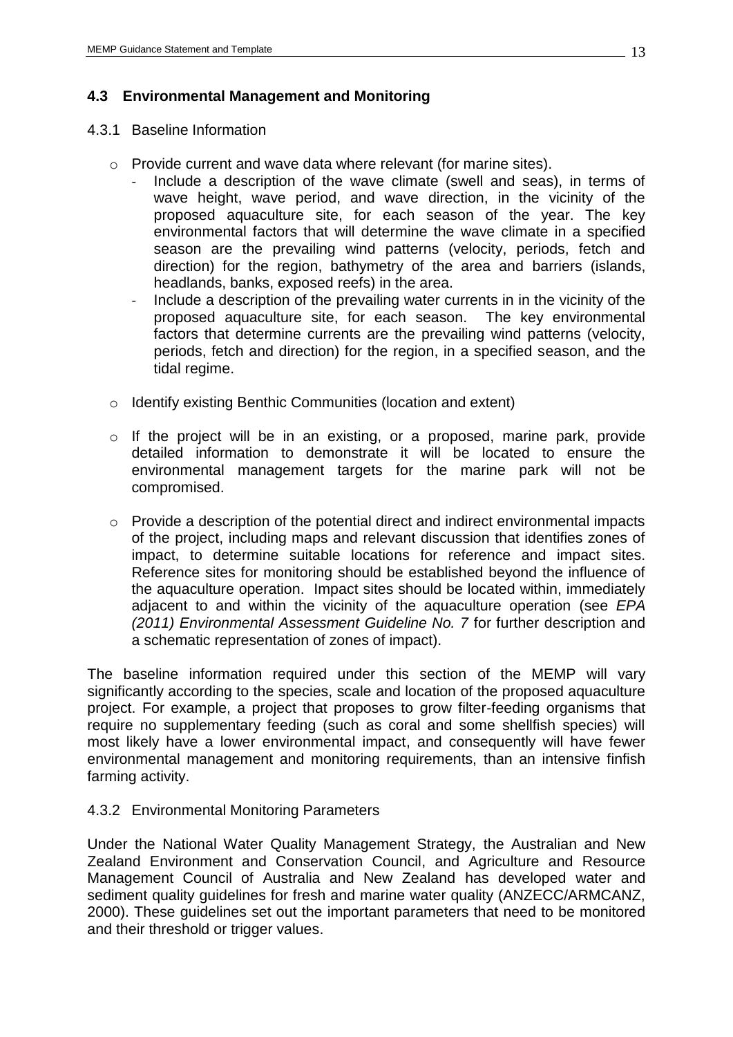## 4.3 Environmental Management and Monitoring

### 4.3.1 Baseline Information

- Provide current and wave data where relevant (for marine sites).
  - Include a description of the wave climate (swell and seas), in terms of wave height, wave period, and wave direction, in the vicinity of the proposed aquaculture site, for each season of the year. The key environmental factors that will determine the wave climate in a specified season are the prevailing wind patterns (velocity, periods, fetch and direction) for the region, bathymetry of the area and barriers (islands, headlands, banks, exposed reefs) in the area.
  - Include a description of the prevailing water currents in in the vicinity of the proposed aquaculture site, for each season. The key environmental factors that determine currents are the prevailing wind patterns (velocity, periods, fetch and direction) for the region, in a specified season, and the tidal regime.
- Identify existing Benthic Communities (location and extent)
- If the project will be in an existing, or a proposed, marine park, provide detailed information to demonstrate it will be located to ensure the environmental management targets for the marine park will not be compromised.
- Provide a description of the potential direct and indirect environmental impacts of the project, including maps and relevant discussion that identifies zones of impact, to determine suitable locations for reference and impact sites. Reference sites for monitoring should be established beyond the influence of the aquaculture operation. Impact sites should be located within, immediately adjacent to and within the vicinity of the aquaculture operation (see *EPA (2011) Environmental Assessment Guideline No. 7* for further description and a schematic representation of zones of impact).

The baseline information required under this section of the MEMP will vary significantly according to the species, scale and location of the proposed aquaculture project. For example, a project that proposes to grow filter-feeding organisms that require no supplementary feeding (such as coral and some shellfish species) will most likely have a lower environmental impact, and consequently will have fewer environmental management and monitoring requirements, than an intensive finfish farming activity.

### 4.3.2 Environmental Monitoring Parameters

Under the National Water Quality Management Strategy, the Australian and New Zealand Environment and Conservation Council, and Agriculture and Resource Management Council of Australia and New Zealand has developed water and sediment quality guidelines for fresh and marine water quality (ANZECC/ARMCANZ, 2000). These guidelines set out the important parameters that need to be monitored and their threshold or trigger values.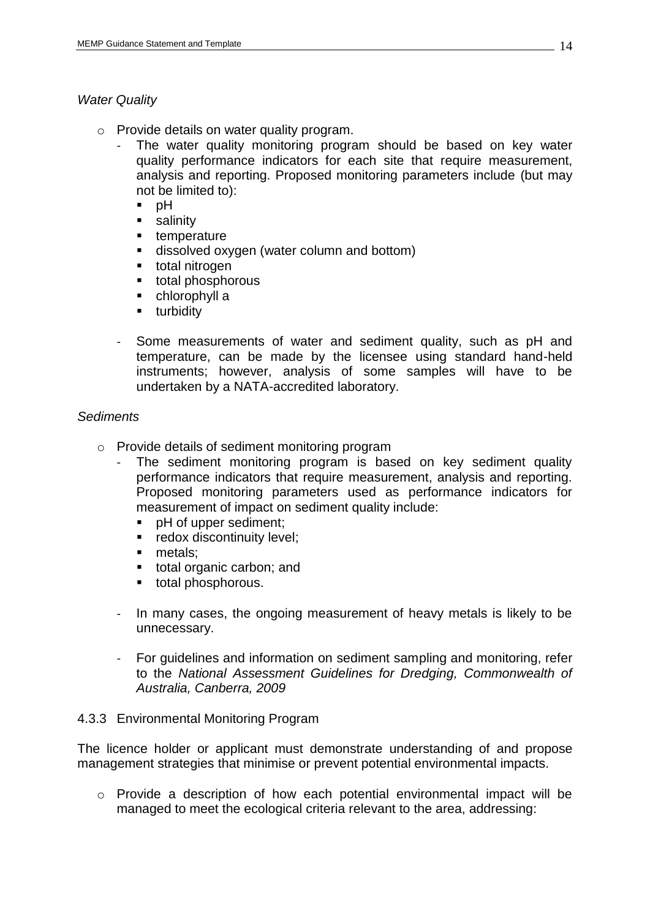*Water Quality*

- Provide details on water quality program.
  - The water quality monitoring program should be based on key water quality performance indicators for each site that require measurement, analysis and reporting. Proposed monitoring parameters include (but may not be limited to):
    - pH
    - salinity
    - temperature
    - dissolved oxygen (water column and bottom)
    - total nitrogen
    - total phosphorous
    - chlorophyll a
    - turbidity
  - Some measurements of water and sediment quality, such as pH and temperature, can be made by the licensee using standard hand-held instruments; however, analysis of some samples will have to be undertaken by a NATA-accredited laboratory.

*Sediments*

- Provide details of sediment monitoring program
  - The sediment monitoring program is based on key sediment quality performance indicators that require measurement, analysis and reporting. Proposed monitoring parameters used as performance indicators for measurement of impact on sediment quality include:
    - pH of upper sediment;
    - redox discontinuity level;
    - metals;
    - total organic carbon; and
    - total phosphorous.
  - In many cases, the ongoing measurement of heavy metals is likely to be unnecessary.
  - For guidelines and information on sediment sampling and monitoring, refer to the *National Assessment Guidelines for Dredging, Commonwealth of Australia, Canberra, 2009*

#### 4.3.3 Environmental Monitoring Program

The licence holder or applicant must demonstrate understanding of and propose management strategies that minimise or prevent potential environmental impacts.

- Provide a description of how each potential environmental impact will be managed to meet the ecological criteria relevant to the area, addressing: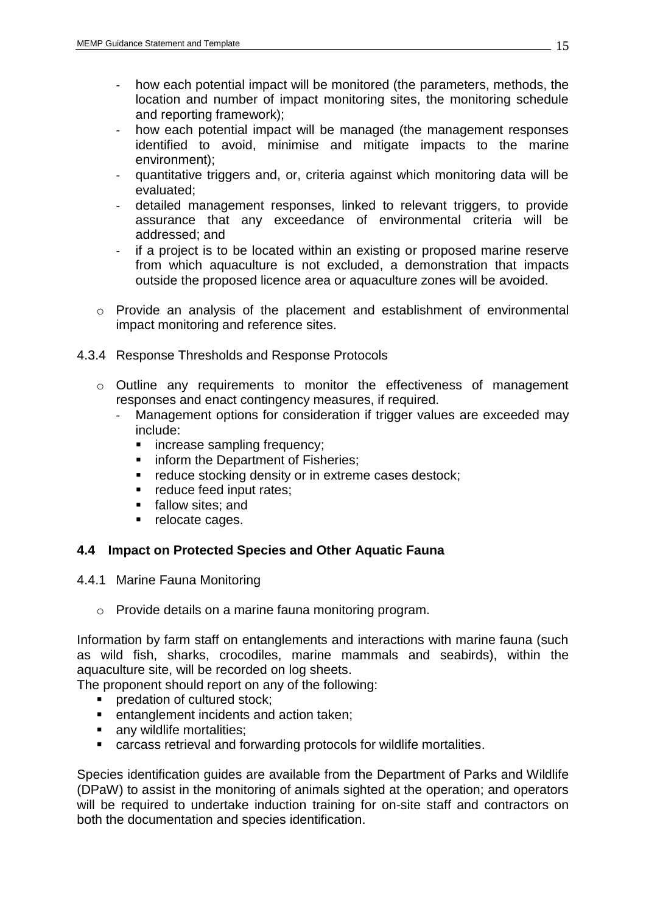- how each potential impact will be monitored (the parameters, methods, the location and number of impact monitoring sites, the monitoring schedule and reporting framework);
  - how each potential impact will be managed (the management responses identified to avoid, minimise and mitigate impacts to the marine environment);
  - quantitative triggers and, or, criteria against which monitoring data will be evaluated;
  - detailed management responses, linked to relevant triggers, to provide assurance that any exceedance of environmental criteria will be addressed; and
  - if a project is to be located within an existing or proposed marine reserve from which aquaculture is not excluded, a demonstration that impacts outside the proposed licence area or aquaculture zones will be avoided.

- Provide an analysis of the placement and establishment of environmental impact monitoring and reference sites.

4.3.4 Response Thresholds and Response Protocols

- Outline any requirements to monitor the effectiveness of management responses and enact contingency measures, if required.
  - Management options for consideration if trigger values are exceeded may include:
    - increase sampling frequency;
    - inform the Department of Fisheries;
    - reduce stocking density or in extreme cases destock;
    - reduce feed input rates;
    - fallow sites; and
    - relocate cages.

### 4.4 Impact on Protected Species and Other Aquatic Fauna

4.4.1 Marine Fauna Monitoring

- Provide details on a marine fauna monitoring program.

Information by farm staff on entanglements and interactions with marine fauna (such as wild fish, sharks, crocodiles, marine mammals and seabirds), within the aquaculture site, will be recorded on log sheets.

The proponent should report on any of the following:

- predation of cultured stock;
- entanglement incidents and action taken;
- any wildlife mortalities;
- carcass retrieval and forwarding protocols for wildlife mortalities.

Species identification guides are available from the Department of Parks and Wildlife (DPaW) to assist in the monitoring of animals sighted at the operation; and operators will be required to undertake induction training for on-site staff and contractors on both the documentation and species identification.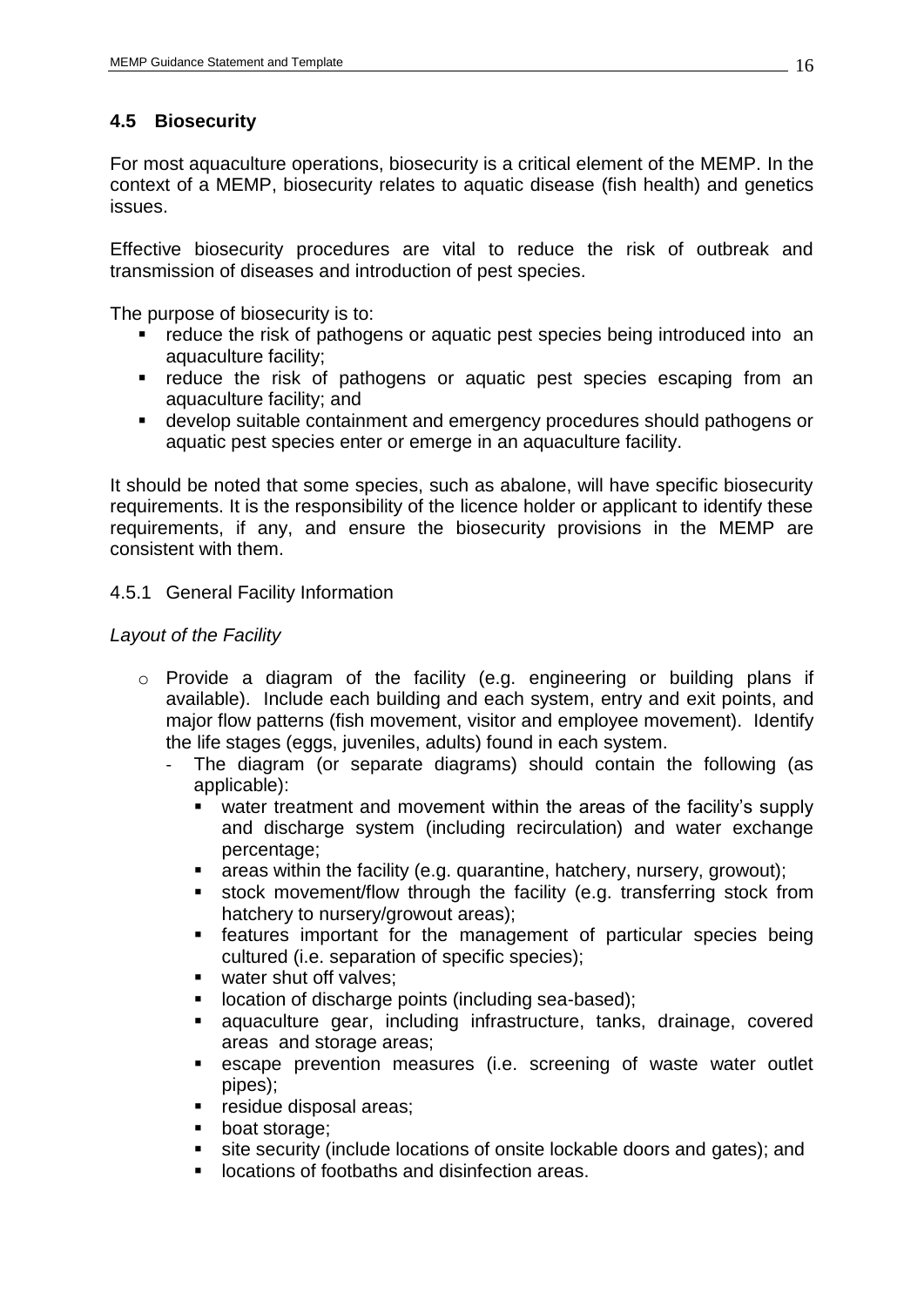## 4.5 Biosecurity

For most aquaculture operations, biosecurity is a critical element of the MEMP. In the context of a MEMP, biosecurity relates to aquatic disease (fish health) and genetics issues.

Effective biosecurity procedures are vital to reduce the risk of outbreak and transmission of diseases and introduction of pest species.

The purpose of biosecurity is to:

- reduce the risk of pathogens or aquatic pest species being introduced into an aquaculture facility;
- reduce the risk of pathogens or aquatic pest species escaping from an aquaculture facility; and
- develop suitable containment and emergency procedures should pathogens or aquatic pest species enter or emerge in an aquaculture facility.

It should be noted that some species, such as abalone, will have specific biosecurity requirements. It is the responsibility of the licence holder or applicant to identify these requirements, if any, and ensure the biosecurity provisions in the MEMP are consistent with them.

### 4.5.1 General Facility Information

*Layout of the Facility*

- Provide a diagram of the facility (e.g. engineering or building plans if available). Include each building and each system, entry and exit points, and major flow patterns (fish movement, visitor and employee movement). Identify the life stages (eggs, juveniles, adults) found in each system.
  - The diagram (or separate diagrams) should contain the following (as applicable):
    - water treatment and movement within the areas of the facility's supply and discharge system (including recirculation) and water exchange percentage;
    - areas within the facility (e.g. quarantine, hatchery, nursery, growout);
    - stock movement/flow through the facility (e.g. transferring stock from hatchery to nursery/growout areas);
    - features important for the management of particular species being cultured (i.e. separation of specific species);
    - water shut off valves;
    - location of discharge points (including sea-based);
    - aquaculture gear, including infrastructure, tanks, drainage, covered areas and storage areas;
    - escape prevention measures (i.e. screening of waste water outlet pipes);
    - residue disposal areas;
    - boat storage;
    - site security (include locations of onsite lockable doors and gates); and
    - locations of footbaths and disinfection areas.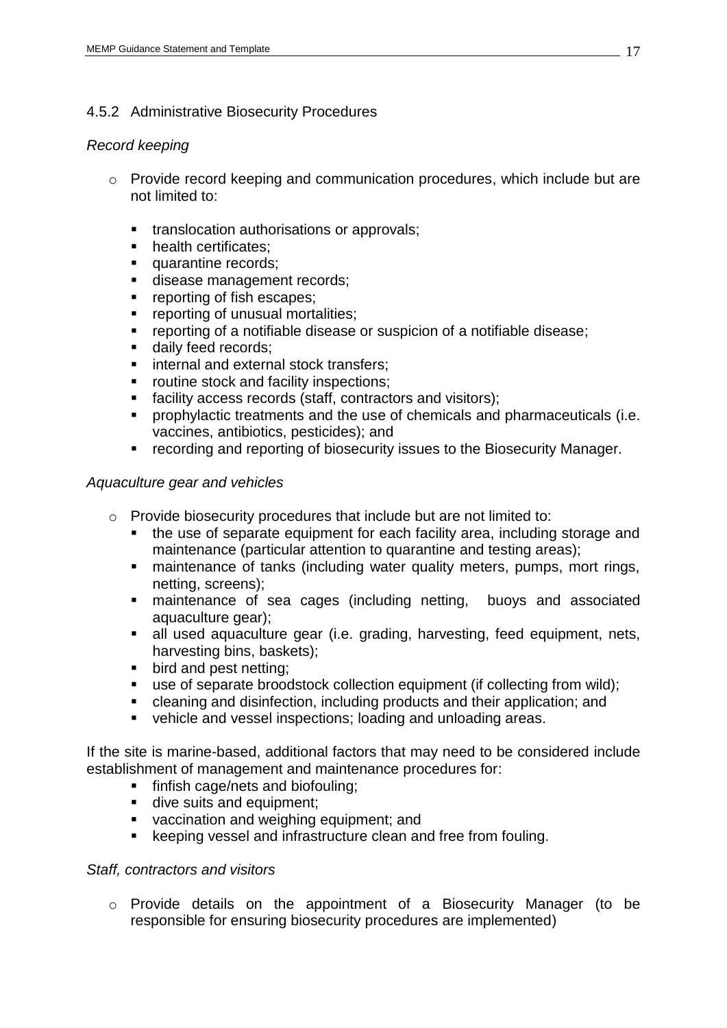### 4.5.2 Administrative Biosecurity Procedures

*Record keeping*

- Provide record keeping and communication procedures, which include but are not limited to:
  - translocation authorisations or approvals;
  - health certificates;
  - quarantine records;
  - disease management records;
  - reporting of fish escapes;
  - reporting of unusual mortalities;
  - reporting of a notifiable disease or suspicion of a notifiable disease;
  - daily feed records;
  - internal and external stock transfers;
  - routine stock and facility inspections;
  - facility access records (staff, contractors and visitors);
  - prophylactic treatments and the use of chemicals and pharmaceuticals (i.e. vaccines, antibiotics, pesticides); and
  - recording and reporting of biosecurity issues to the Biosecurity Manager.

*Aquaculture gear and vehicles*

- Provide biosecurity procedures that include but are not limited to:
  - the use of separate equipment for each facility area, including storage and maintenance (particular attention to quarantine and testing areas);
  - maintenance of tanks (including water quality meters, pumps, mort rings, netting, screens);
  - maintenance of sea cages (including netting, buoys and associated aquaculture gear);
  - all used aquaculture gear (i.e. grading, harvesting, feed equipment, nets, harvesting bins, baskets);
  - bird and pest netting;
  - use of separate broodstock collection equipment (if collecting from wild);
  - cleaning and disinfection, including products and their application; and
  - vehicle and vessel inspections; loading and unloading areas.

If the site is marine-based, additional factors that may need to be considered include establishment of management and maintenance procedures for:

- finfish cage/nets and biofouling;
- dive suits and equipment;
- vaccination and weighing equipment; and
- keeping vessel and infrastructure clean and free from fouling.

*Staff, contractors and visitors*

- Provide details on the appointment of a Biosecurity Manager (to be responsible for ensuring biosecurity procedures are implemented)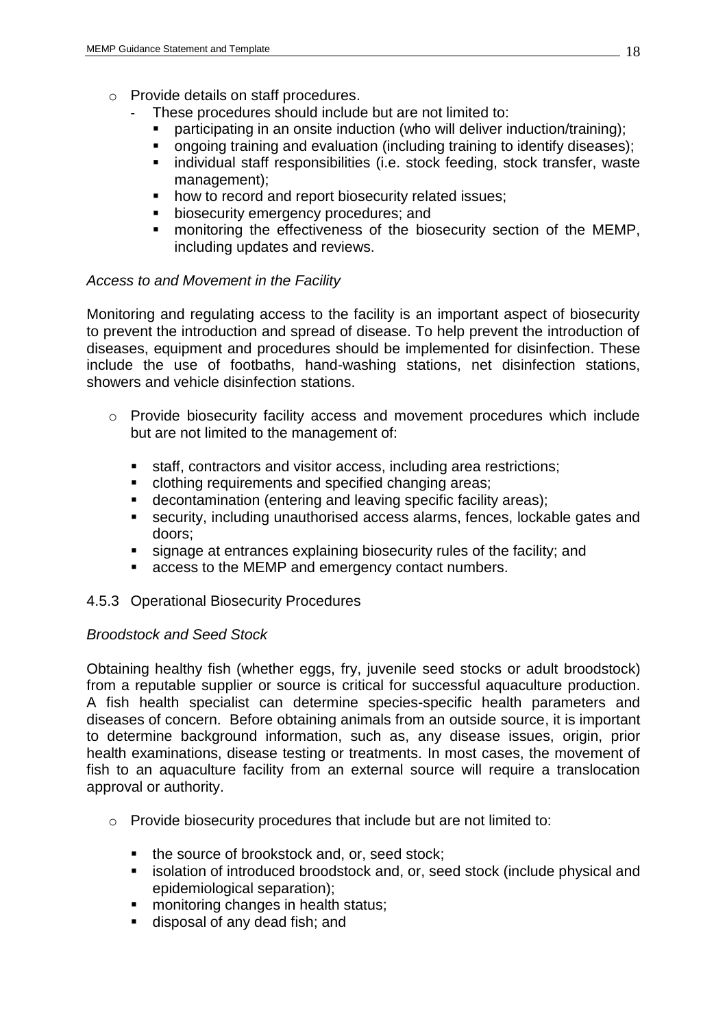- Provide details on staff procedures.
  - These procedures should include but are not limited to:
    - participating in an onsite induction (who will deliver induction/training);
    - ongoing training and evaluation (including training to identify diseases);
    - individual staff responsibilities (i.e. stock feeding, stock transfer, waste management);
    - how to record and report biosecurity related issues;
    - biosecurity emergency procedures; and
    - monitoring the effectiveness of the biosecurity section of the MEMP, including updates and reviews.

*Access to and Movement in the Facility*

Monitoring and regulating access to the facility is an important aspect of biosecurity to prevent the introduction and spread of disease. To help prevent the introduction of diseases, equipment and procedures should be implemented for disinfection. These include the use of footbaths, hand-washing stations, net disinfection stations, showers and vehicle disinfection stations.

- Provide biosecurity facility access and movement procedures which include but are not limited to the management of:
  - staff, contractors and visitor access, including area restrictions;
  - clothing requirements and specified changing areas;
  - decontamination (entering and leaving specific facility areas);
  - security, including unauthorised access alarms, fences, lockable gates and doors;
  - signage at entrances explaining biosecurity rules of the facility; and
  - access to the MEMP and emergency contact numbers.

### 4.5.3 Operational Biosecurity Procedures

*Broodstock and Seed Stock*

Obtaining healthy fish (whether eggs, fry, juvenile seed stocks or adult broodstock) from a reputable supplier or source is critical for successful aquaculture production. A fish health specialist can determine species-specific health parameters and diseases of concern. Before obtaining animals from an outside source, it is important to determine background information, such as, any disease issues, origin, prior health examinations, disease testing or treatments. In most cases, the movement of fish to an aquaculture facility from an external source will require a translocation approval or authority.

- Provide biosecurity procedures that include but are not limited to:
  - the source of brookstock and, or, seed stock;
  - isolation of introduced broodstock and, or, seed stock (include physical and epidemiological separation);
  - monitoring changes in health status;
  - disposal of any dead fish; and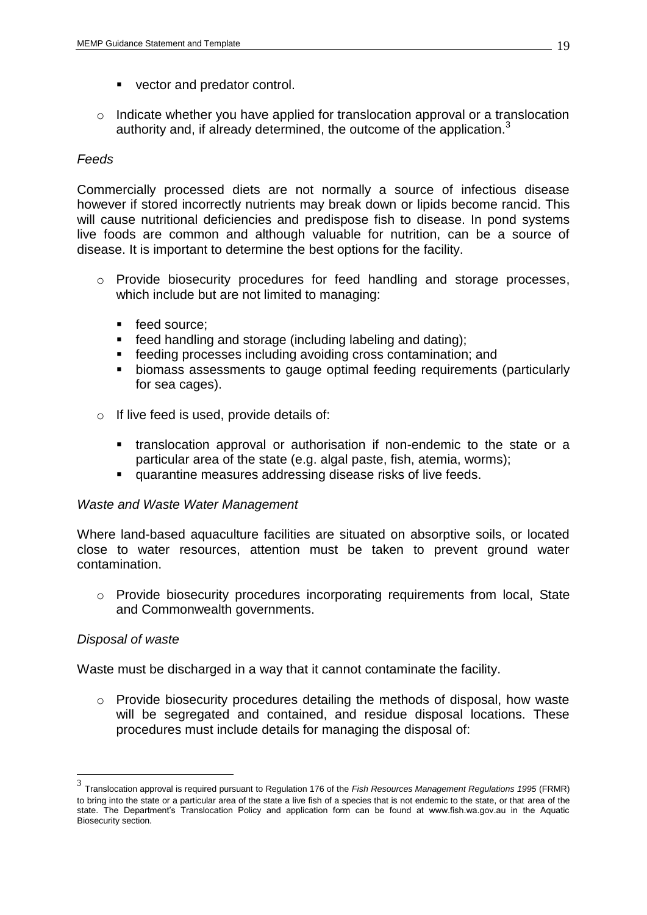- vector and predator control.

- Indicate whether you have applied for translocation approval or a translocation authority and, if already determined, the outcome of the application.[3]

*Feeds*

Commercially processed diets are not normally a source of infectious disease however if stored incorrectly nutrients may break down or lipids become rancid. This will cause nutritional deficiencies and predispose fish to disease. In pond systems live foods are common and although valuable for nutrition, can be a source of disease. It is important to determine the best options for the facility.

- Provide biosecurity procedures for feed handling and storage processes, which include but are not limited to managing:

  - feed source;
  - feed handling and storage (including labeling and dating);
  - feeding processes including avoiding cross contamination; and
  - biomass assessments to gauge optimal feeding requirements (particularly for sea cages).

- If live feed is used, provide details of:

  - translocation approval or authorisation if non-endemic to the state or a particular area of the state (e.g. algal paste, fish, atemia, worms);
  - quarantine measures addressing disease risks of live feeds.

*Waste and Waste Water Management*

Where land-based aquaculture facilities are situated on absorptive soils, or located close to water resources, attention must be taken to prevent ground water contamination.

- Provide biosecurity procedures incorporating requirements from local, State and Commonwealth governments.

*Disposal of waste*

Waste must be discharged in a way that it cannot contaminate the facility.

- Provide biosecurity procedures detailing the methods of disposal, how waste will be segregated and contained, and residue disposal locations. These procedures must include details for managing the disposal of:

---

[3] Translocation approval is required pursuant to Regulation 176 of the *Fish Resources Management Regulations 1995* (FRMR) to bring into the state or a particular area of the state a live fish of a species that is not endemic to the state, or that area of the state. The Department's Translocation Policy and application form can be found at www.fish.wa.gov.au in the Aquatic Biosecurity section.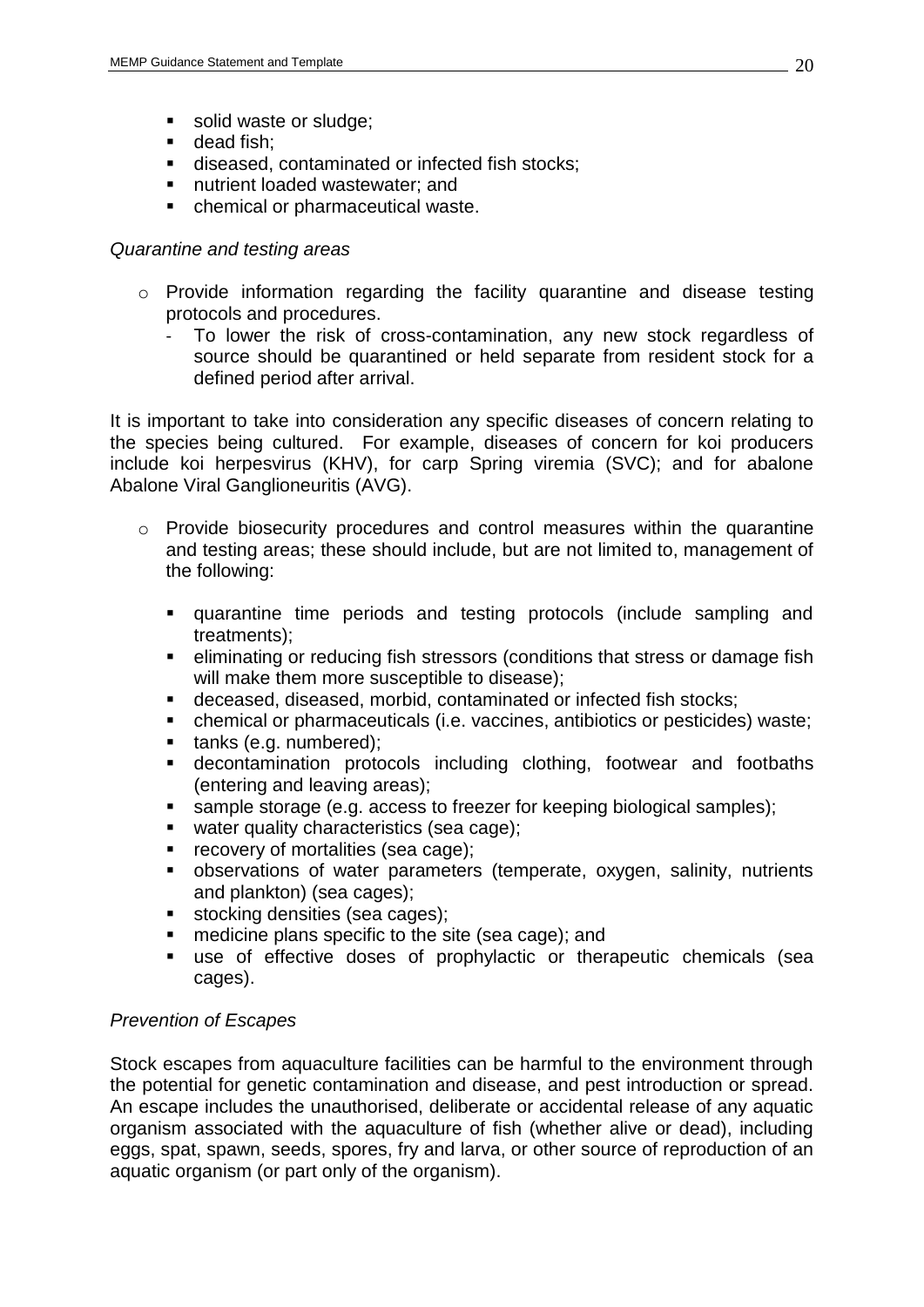- solid waste or sludge;
- dead fish;
- diseased, contaminated or infected fish stocks;
- nutrient loaded wastewater; and
- chemical or pharmaceutical waste.

*Quarantine and testing areas*

- Provide information regarding the facility quarantine and disease testing protocols and procedures.
  - To lower the risk of cross-contamination, any new stock regardless of source should be quarantined or held separate from resident stock for a defined period after arrival.

It is important to take into consideration any specific diseases of concern relating to the species being cultured. For example, diseases of concern for koi producers include koi herpesvirus (KHV), for carp Spring viremia (SVC); and for abalone Abalone Viral Ganglioneuritis (AVG).

- Provide biosecurity procedures and control measures within the quarantine and testing areas; these should include, but are not limited to, management of the following:
  - quarantine time periods and testing protocols (include sampling and treatments);
  - eliminating or reducing fish stressors (conditions that stress or damage fish will make them more susceptible to disease);
  - deceased, diseased, morbid, contaminated or infected fish stocks;
  - chemical or pharmaceuticals (i.e. vaccines, antibiotics or pesticides) waste;
  - tanks (e.g. numbered);
  - decontamination protocols including clothing, footwear and footbaths (entering and leaving areas);
  - sample storage (e.g. access to freezer for keeping biological samples);
  - water quality characteristics (sea cage);
  - recovery of mortalities (sea cage);
  - observations of water parameters (temperate, oxygen, salinity, nutrients and plankton) (sea cages);
  - stocking densities (sea cages);
  - medicine plans specific to the site (sea cage); and
  - use of effective doses of prophylactic or therapeutic chemicals (sea cages).

*Prevention of Escapes*

Stock escapes from aquaculture facilities can be harmful to the environment through the potential for genetic contamination and disease, and pest introduction or spread. An escape includes the unauthorised, deliberate or accidental release of any aquatic organism associated with the aquaculture of fish (whether alive or dead), including eggs, spat, spawn, seeds, spores, fry and larva, or other source of reproduction of an aquatic organism (or part only of the organism).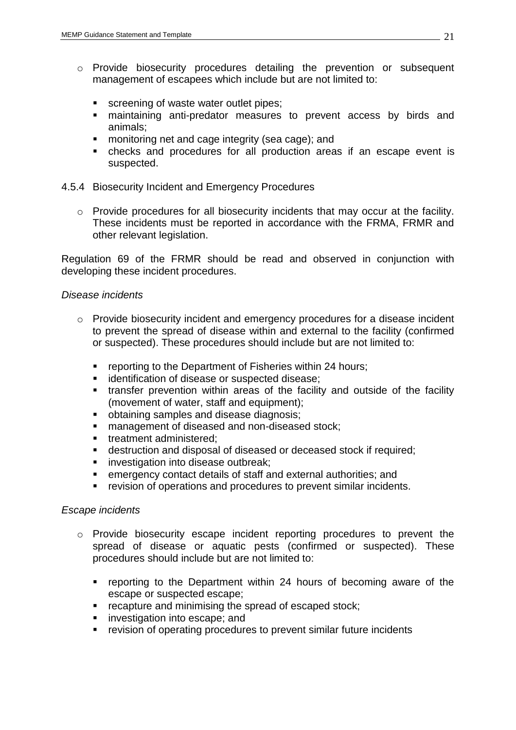- Provide biosecurity procedures detailing the prevention or subsequent management of escapees which include but are not limited to:
  - screening of waste water outlet pipes;
  - maintaining anti-predator measures to prevent access by birds and animals;
  - monitoring net and cage integrity (sea cage); and
  - checks and procedures for all production areas if an escape event is suspected.

### 4.5.4 Biosecurity Incident and Emergency Procedures

- Provide procedures for all biosecurity incidents that may occur at the facility. These incidents must be reported in accordance with the FRMA, FRMR and other relevant legislation.

Regulation 69 of the FRMR should be read and observed in conjunction with developing these incident procedures.

*Disease incidents*

- Provide biosecurity incident and emergency procedures for a disease incident to prevent the spread of disease within and external to the facility (confirmed or suspected). These procedures should include but are not limited to:
  - reporting to the Department of Fisheries within 24 hours;
  - identification of disease or suspected disease;
  - transfer prevention within areas of the facility and outside of the facility (movement of water, staff and equipment);
  - obtaining samples and disease diagnosis;
  - management of diseased and non-diseased stock;
  - treatment administered;
  - destruction and disposal of diseased or deceased stock if required;
  - investigation into disease outbreak;
  - emergency contact details of staff and external authorities; and
  - revision of operations and procedures to prevent similar incidents.

*Escape incidents*

- Provide biosecurity escape incident reporting procedures to prevent the spread of disease or aquatic pests (confirmed or suspected). These procedures should include but are not limited to:
  - reporting to the Department within 24 hours of becoming aware of the escape or suspected escape;
  - recapture and minimising the spread of escaped stock;
  - investigation into escape; and
  - revision of operating procedures to prevent similar future incidents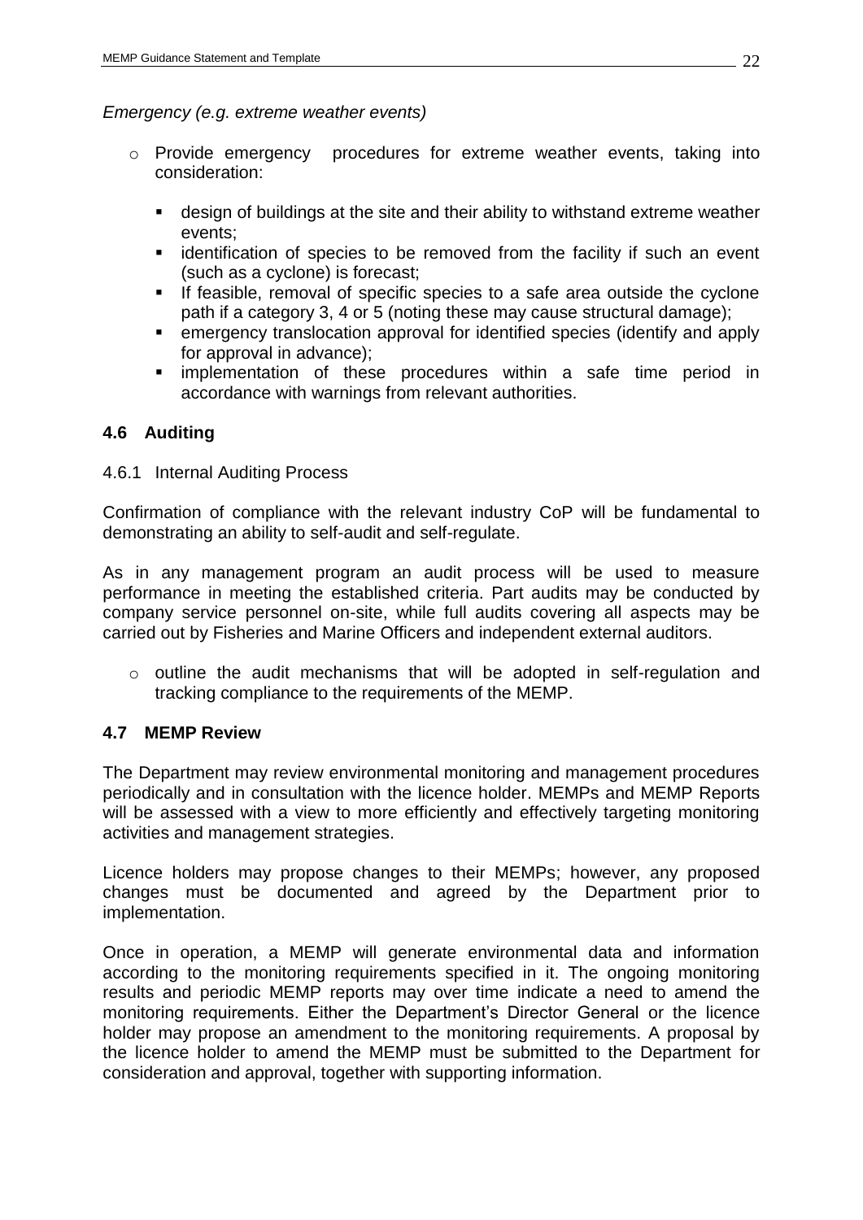*Emergency (e.g. extreme weather events)*

- Provide emergency procedures for extreme weather events, taking into consideration:
  - design of buildings at the site and their ability to withstand extreme weather events;
  - identification of species to be removed from the facility if such an event (such as a cyclone) is forecast;
  - If feasible, removal of specific species to a safe area outside the cyclone path if a category 3, 4 or 5 (noting these may cause structural damage);
  - emergency translocation approval for identified species (identify and apply for approval in advance);
  - implementation of these procedures within a safe time period in accordance with warnings from relevant authorities.

## 4.6 Auditing

### 4.6.1 Internal Auditing Process

Confirmation of compliance with the relevant industry CoP will be fundamental to demonstrating an ability to self-audit and self-regulate.

As in any management program an audit process will be used to measure performance in meeting the established criteria. Part audits may be conducted by company service personnel on-site, while full audits covering all aspects may be carried out by Fisheries and Marine Officers and independent external auditors.

- outline the audit mechanisms that will be adopted in self-regulation and tracking compliance to the requirements of the MEMP.

## 4.7 MEMP Review

The Department may review environmental monitoring and management procedures periodically and in consultation with the licence holder. MEMPs and MEMP Reports will be assessed with a view to more efficiently and effectively targeting monitoring activities and management strategies.

Licence holders may propose changes to their MEMPs; however, any proposed changes must be documented and agreed by the Department prior to implementation.

Once in operation, a MEMP will generate environmental data and information according to the monitoring requirements specified in it. The ongoing monitoring results and periodic MEMP reports may over time indicate a need to amend the monitoring requirements. Either the Department's Director General or the licence holder may propose an amendment to the monitoring requirements. A proposal by the licence holder to amend the MEMP must be submitted to the Department for consideration and approval, together with supporting information.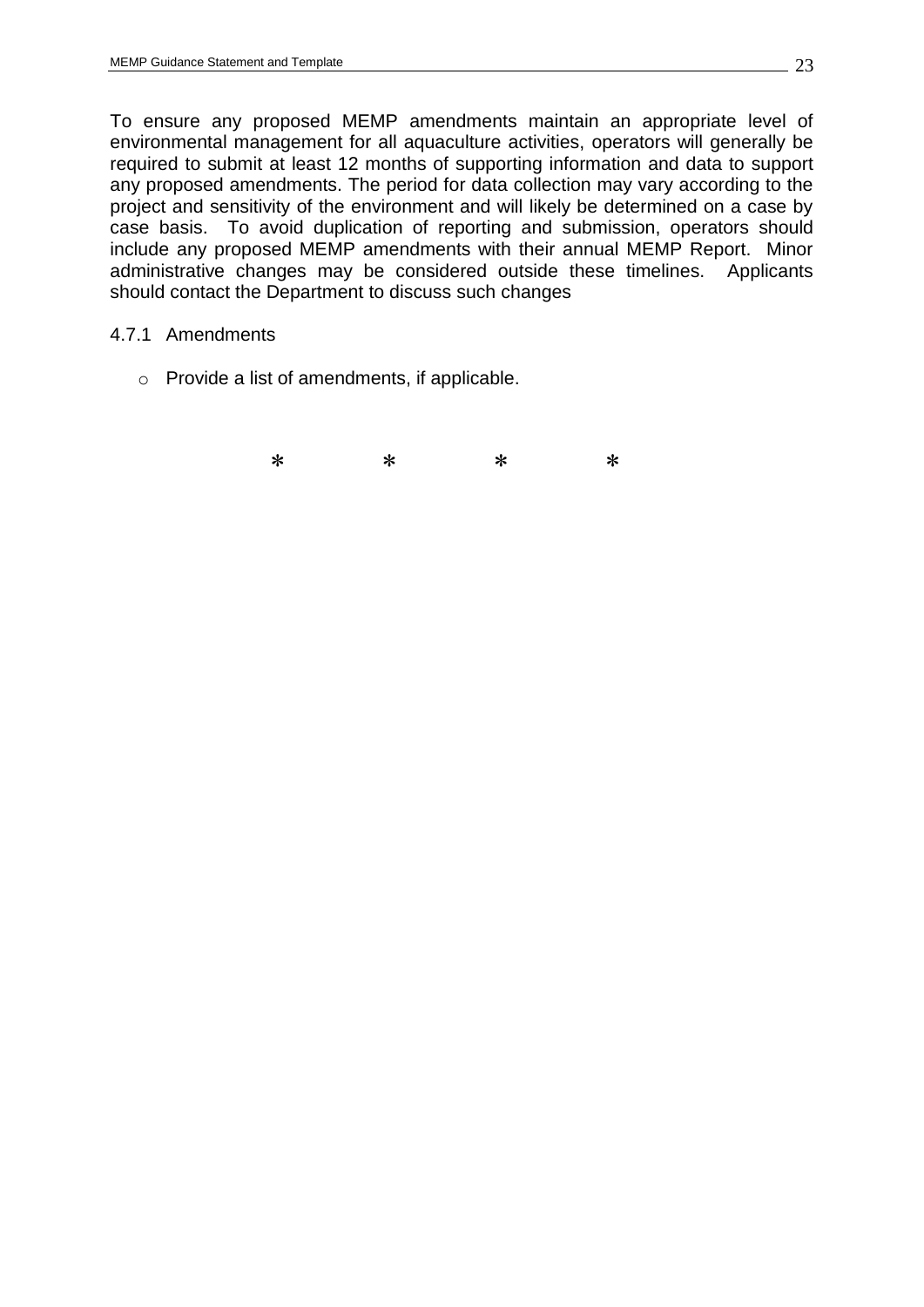To ensure any proposed MEMP amendments maintain an appropriate level of environmental management for all aquaculture activities, operators will generally be required to submit at least 12 months of supporting information and data to support any proposed amendments. The period for data collection may vary according to the project and sensitivity of the environment and will likely be determined on a case by case basis. To avoid duplication of reporting and submission, operators should include any proposed MEMP amendments with their annual MEMP Report. Minor administrative changes may be considered outside these timelines. Applicants should contact the Department to discuss such changes

#### 4.7.1 Amendments

- Provide a list of amendments, if applicable.

\* \* \* \*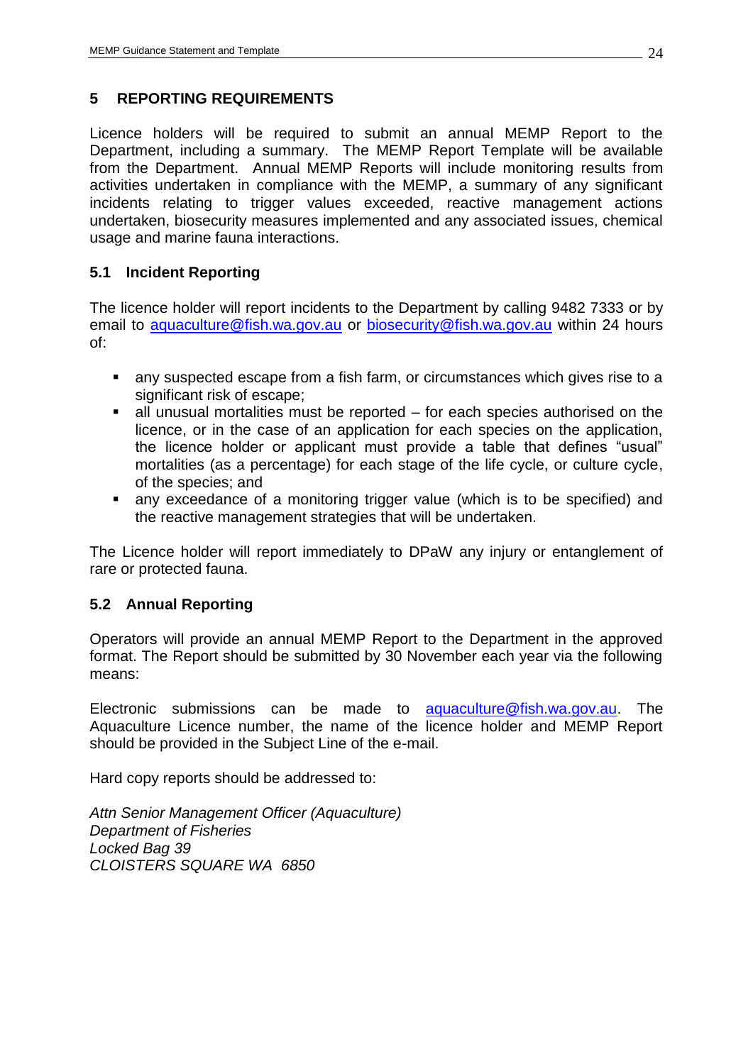## 5 REPORTING REQUIREMENTS

Licence holders will be required to submit an annual MEMP Report to the Department, including a summary. The MEMP Report Template will be available from the Department. Annual MEMP Reports will include monitoring results from activities undertaken in compliance with the MEMP, a summary of any significant incidents relating to trigger values exceeded, reactive management actions undertaken, biosecurity measures implemented and any associated issues, chemical usage and marine fauna interactions.

### 5.1 Incident Reporting

The licence holder will report incidents to the Department by calling 9482 7333 or by email to aquaculture@fish.wa.gov.au or biosecurity@fish.wa.gov.au within 24 hours of:

- any suspected escape from a fish farm, or circumstances which gives rise to a significant risk of escape;
- all unusual mortalities must be reported – for each species authorised on the licence, or in the case of an application for each species on the application, the licence holder or applicant must provide a table that defines "usual" mortalities (as a percentage) for each stage of the life cycle, or culture cycle, of the species; and
- any exceedance of a monitoring trigger value (which is to be specified) and the reactive management strategies that will be undertaken.

The Licence holder will report immediately to DPaW any injury or entanglement of rare or protected fauna.

### 5.2 Annual Reporting

Operators will provide an annual MEMP Report to the Department in the approved format. The Report should be submitted by 30 November each year via the following means:

Electronic submissions can be made to aquaculture@fish.wa.gov.au. The Aquaculture Licence number, the name of the licence holder and MEMP Report should be provided in the Subject Line of the e-mail.

Hard copy reports should be addressed to:

*Attn Senior Management Officer (Aquaculture)*
*Department of Fisheries*
*Locked Bag 39*
*CLOISTERS SQUARE WA 6850*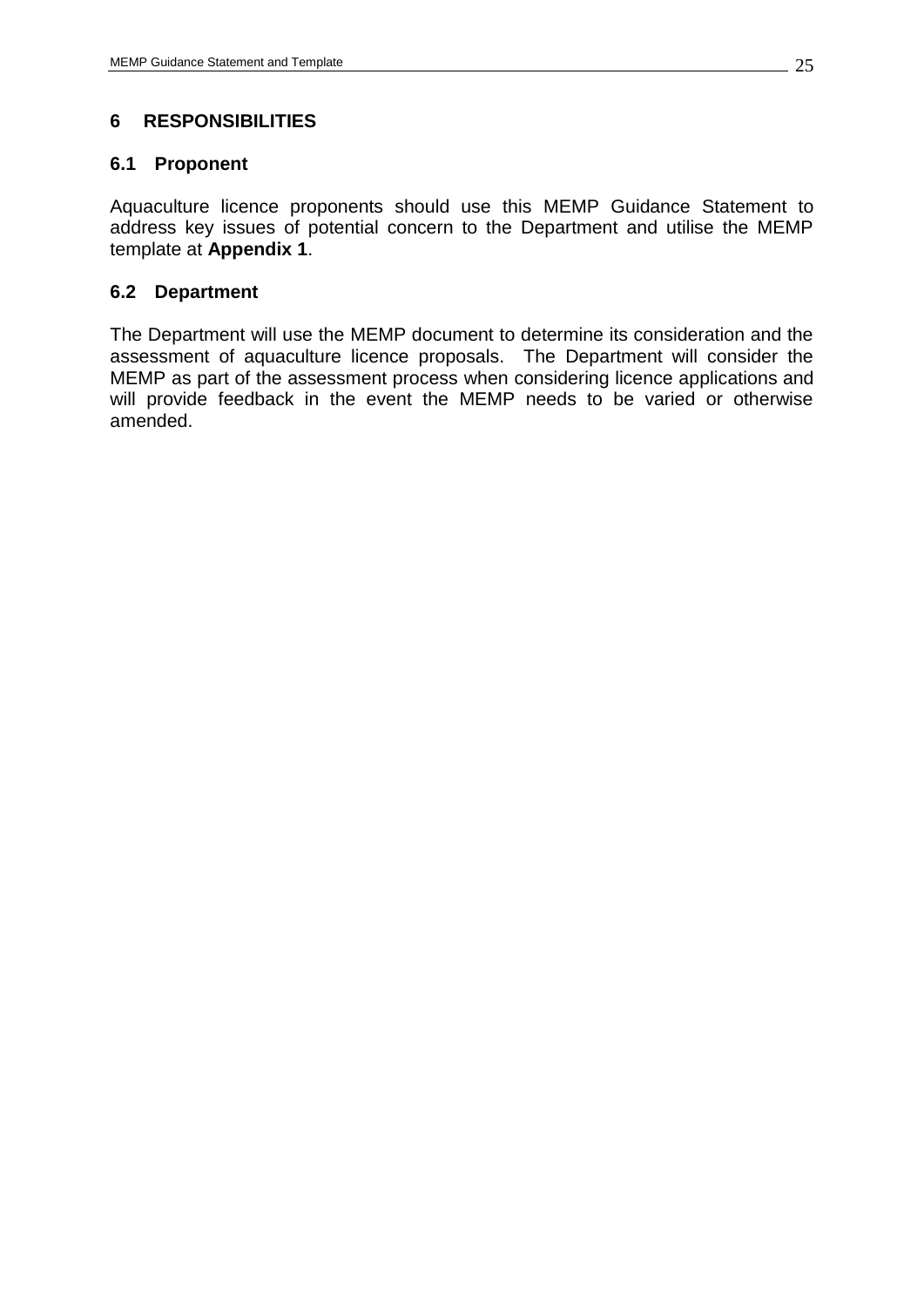# 6 RESPONSIBILITIES

## 6.1 Proponent

Aquaculture licence proponents should use this MEMP Guidance Statement to address key issues of potential concern to the Department and utilise the MEMP template at **Appendix 1**.

## 6.2 Department

The Department will use the MEMP document to determine its consideration and the assessment of aquaculture licence proposals. The Department will consider the MEMP as part of the assessment process when considering licence applications and will provide feedback in the event the MEMP needs to be varied or otherwise amended.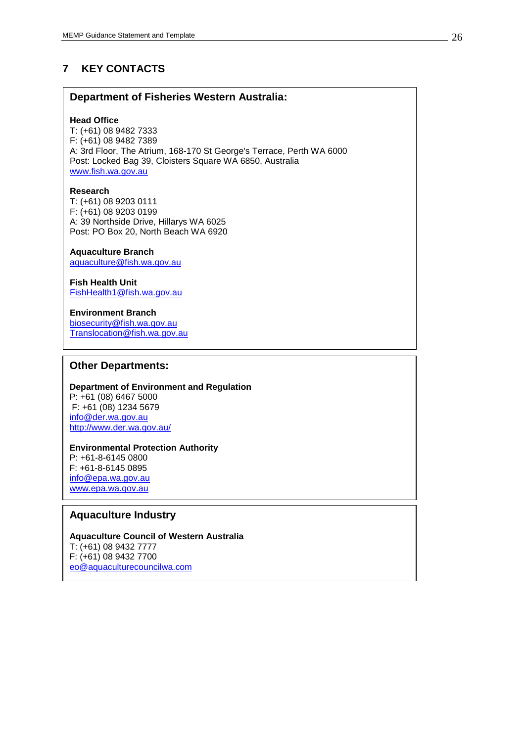# 7 KEY CONTACTS

## Department of Fisheries Western Australia:

**Head Office**
T: (+61) 08 9482 7333
F: (+61) 08 9482 7389
A: 3rd Floor, The Atrium, 168-170 St George's Terrace, Perth WA 6000
Post: Locked Bag 39, Cloisters Square WA 6850, Australia
www.fish.wa.gov.au

**Research**
T: (+61) 08 9203 0111
F: (+61) 08 9203 0199
A: 39 Northside Drive, Hillarys WA 6025
Post: PO Box 20, North Beach WA 6920

**Aquaculture Branch**
aquaculture@fish.wa.gov.au

**Fish Health Unit**
FishHealth1@fish.wa.gov.au

**Environment Branch**
biosecurity@fish.wa.gov.au
Translocation@fish.wa.gov.au

## Other Departments:

**Department of Environment and Regulation**
P: +61 (08) 6467 5000
F: +61 (08) 1234 5679
info@der.wa.gov.au
http://www.der.wa.gov.au/

**Environmental Protection Authority**
P: +61-8-6145 0800
F: +61-8-6145 0895
info@epa.wa.gov.au
www.epa.wa.gov.au

## Aquaculture Industry

**Aquaculture Council of Western Australia**
T: (+61) 08 9432 7777
F: (+61) 08 9432 7700
eo@aquaculturecouncilwa.com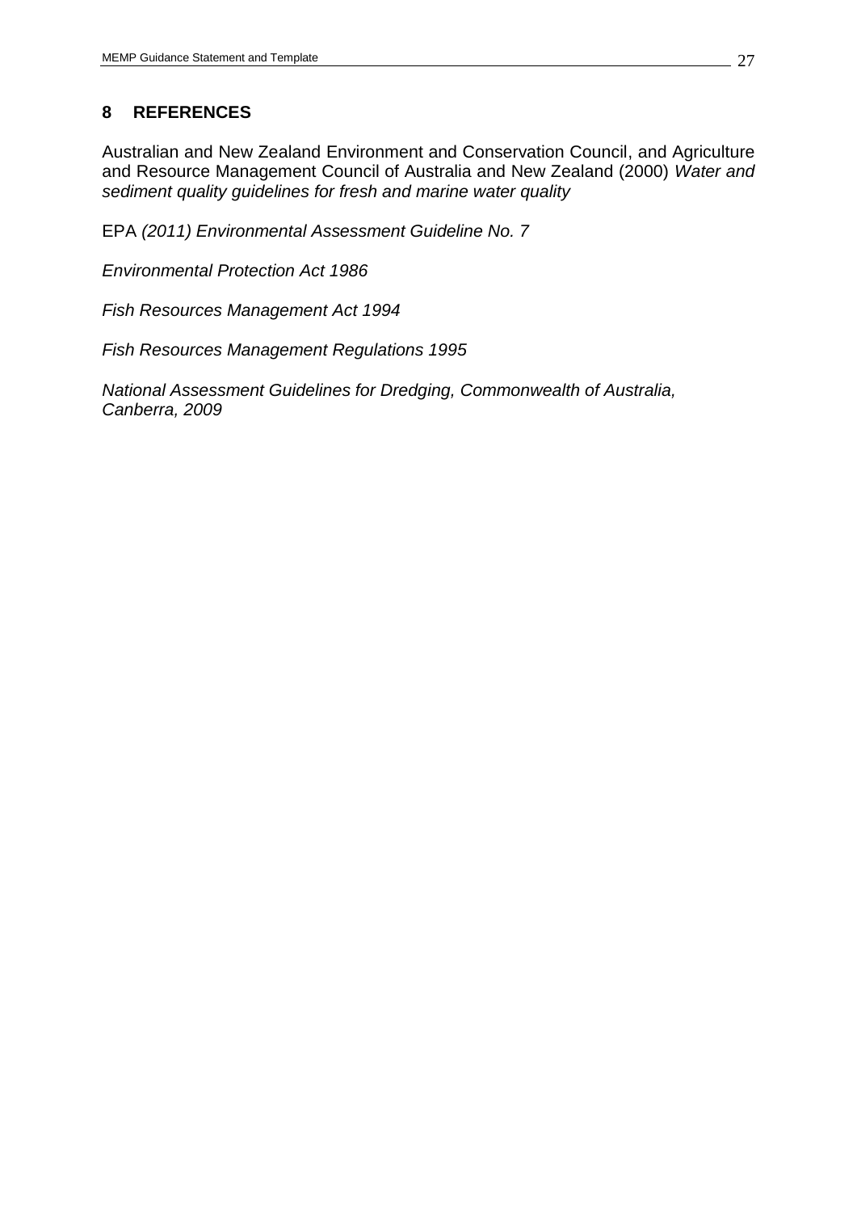## 8 REFERENCES

Australian and New Zealand Environment and Conservation Council, and Agriculture and Resource Management Council of Australia and New Zealand (2000) *Water and sediment quality guidelines for fresh and marine water quality*

EPA *(2011) Environmental Assessment Guideline No. 7*

*Environmental Protection Act 1986*

*Fish Resources Management Act 1994*

*Fish Resources Management Regulations 1995*

*National Assessment Guidelines for Dredging, Commonwealth of Australia, Canberra, 2009*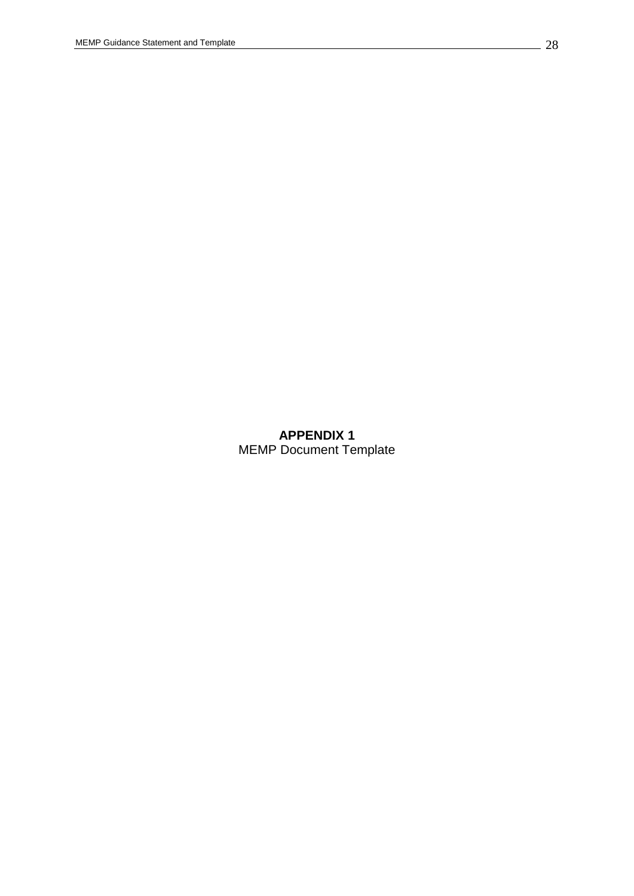**APPENDIX 1**
MEMP Document Template